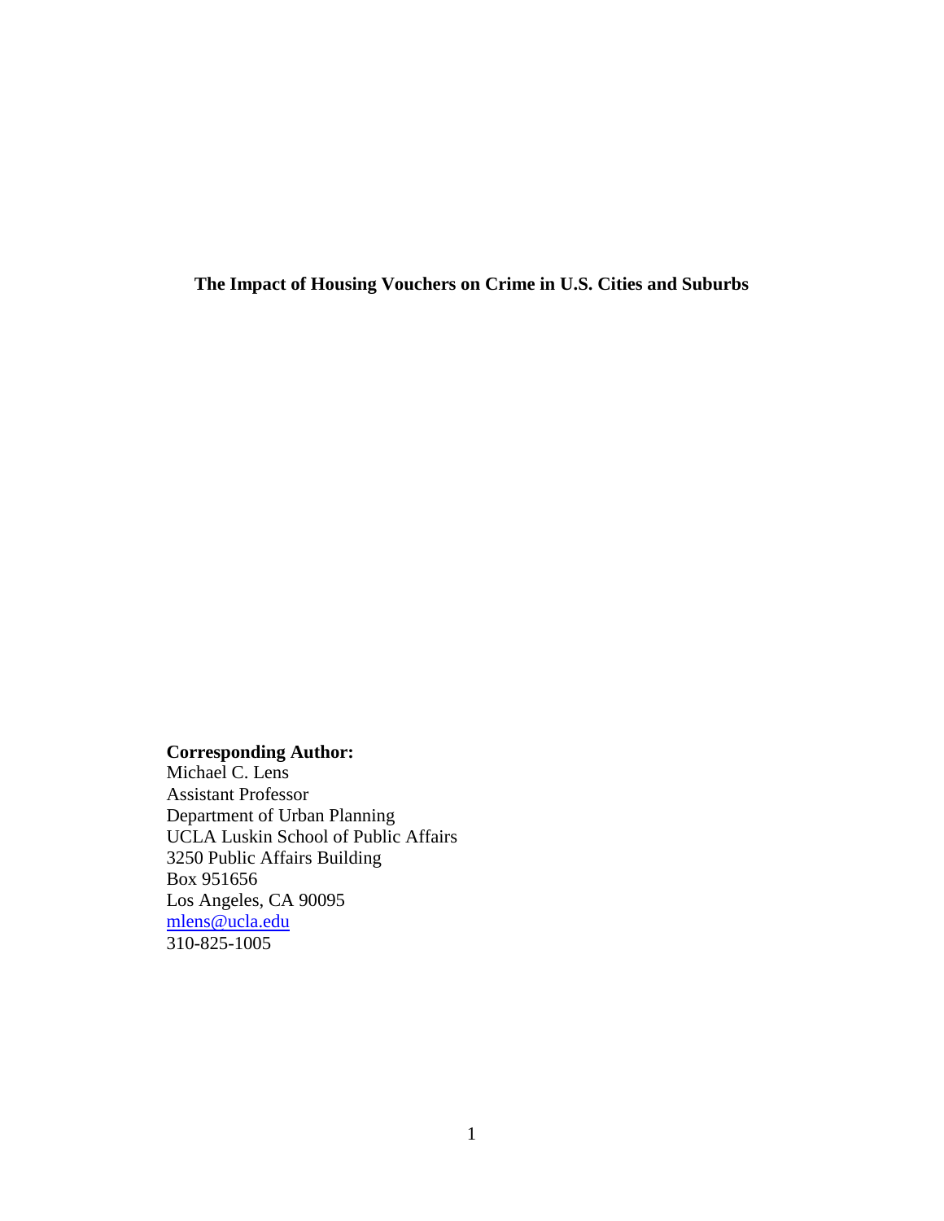# The Impact of Housing Vouchers on Crime in U.S. Cities and Suburbs

**Corresponding Author:**
Michael C. Lens
Assistant Professor
Department of Urban Planning
UCLA Luskin School of Public Affairs
3250 Public Affairs Building
Box 951656
Los Angeles, CA 90095
mlens@ucla.edu
310-825-1005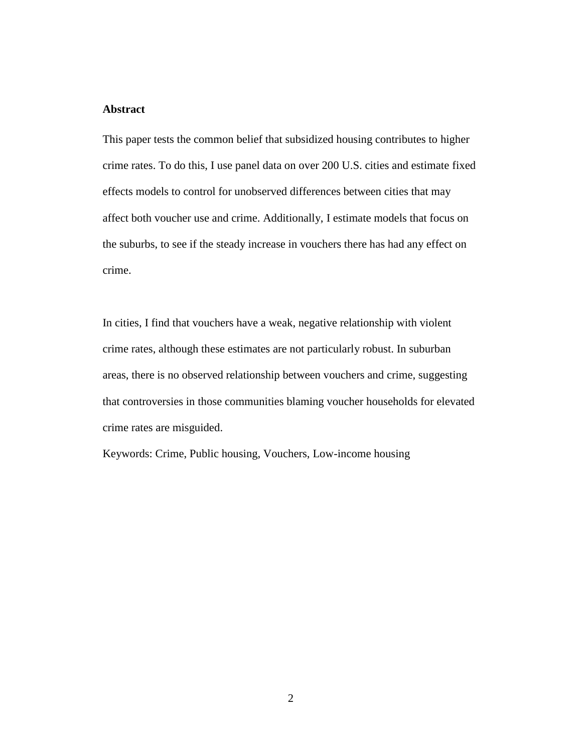**Abstract**

This paper tests the common belief that subsidized housing contributes to higher crime rates. To do this, I use panel data on over 200 U.S. cities and estimate fixed effects models to control for unobserved differences between cities that may affect both voucher use and crime. Additionally, I estimate models that focus on the suburbs, to see if the steady increase in vouchers there has had any effect on crime.

In cities, I find that vouchers have a weak, negative relationship with violent crime rates, although these estimates are not particularly robust. In suburban areas, there is no observed relationship between vouchers and crime, suggesting that controversies in those communities blaming voucher households for elevated crime rates are misguided.

Keywords: Crime, Public housing, Vouchers, Low-income housing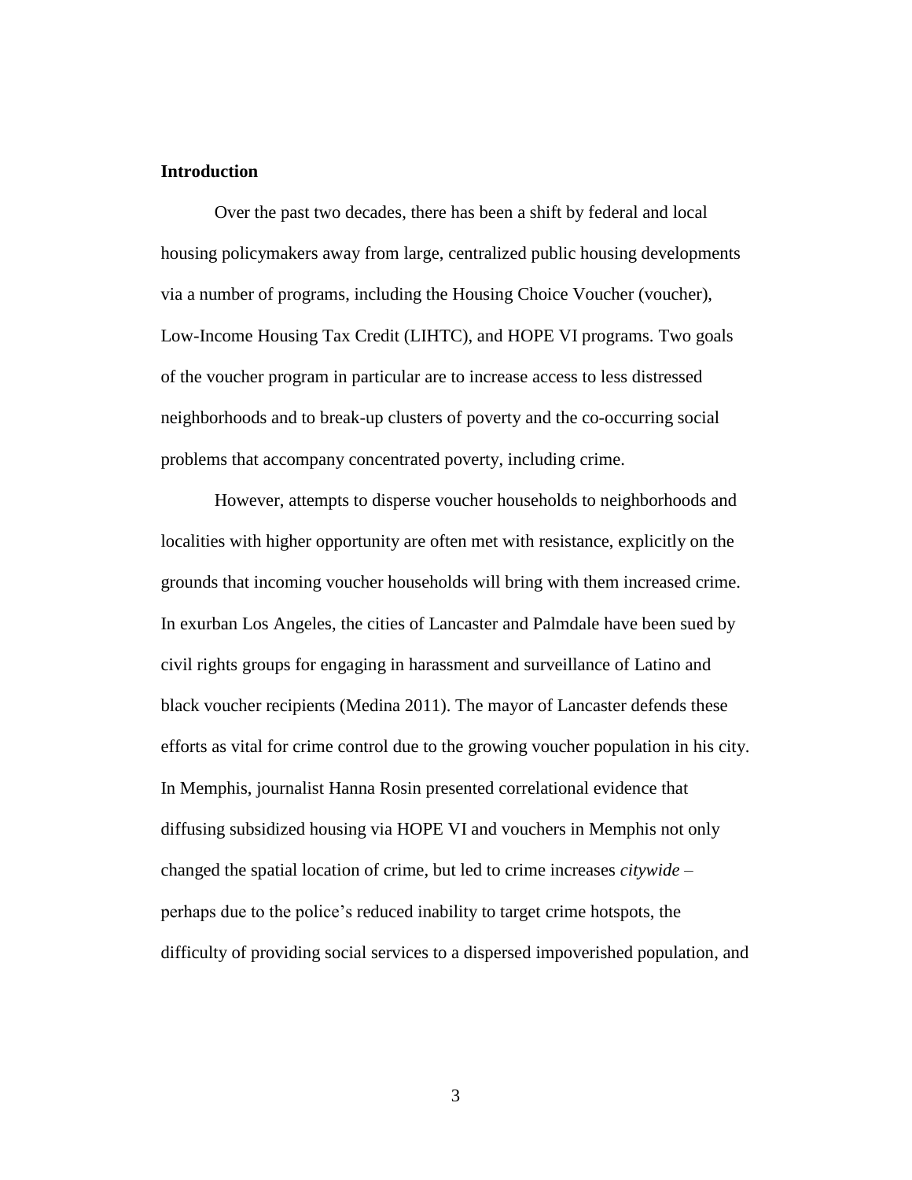## Introduction

Over the past two decades, there has been a shift by federal and local housing policymakers away from large, centralized public housing developments via a number of programs, including the Housing Choice Voucher (voucher), Low-Income Housing Tax Credit (LIHTC), and HOPE VI programs. Two goals of the voucher program in particular are to increase access to less distressed neighborhoods and to break-up clusters of poverty and the co-occurring social problems that accompany concentrated poverty, including crime.

However, attempts to disperse voucher households to neighborhoods and localities with higher opportunity are often met with resistance, explicitly on the grounds that incoming voucher households will bring with them increased crime. In exurban Los Angeles, the cities of Lancaster and Palmdale have been sued by civil rights groups for engaging in harassment and surveillance of Latino and black voucher recipients (Medina 2011). The mayor of Lancaster defends these efforts as vital for crime control due to the growing voucher population in his city. In Memphis, journalist Hanna Rosin presented correlational evidence that diffusing subsidized housing via HOPE VI and vouchers in Memphis not only changed the spatial location of crime, but led to crime increases *citywide* – perhaps due to the police's reduced inability to target crime hotspots, the difficulty of providing social services to a dispersed impoverished population, and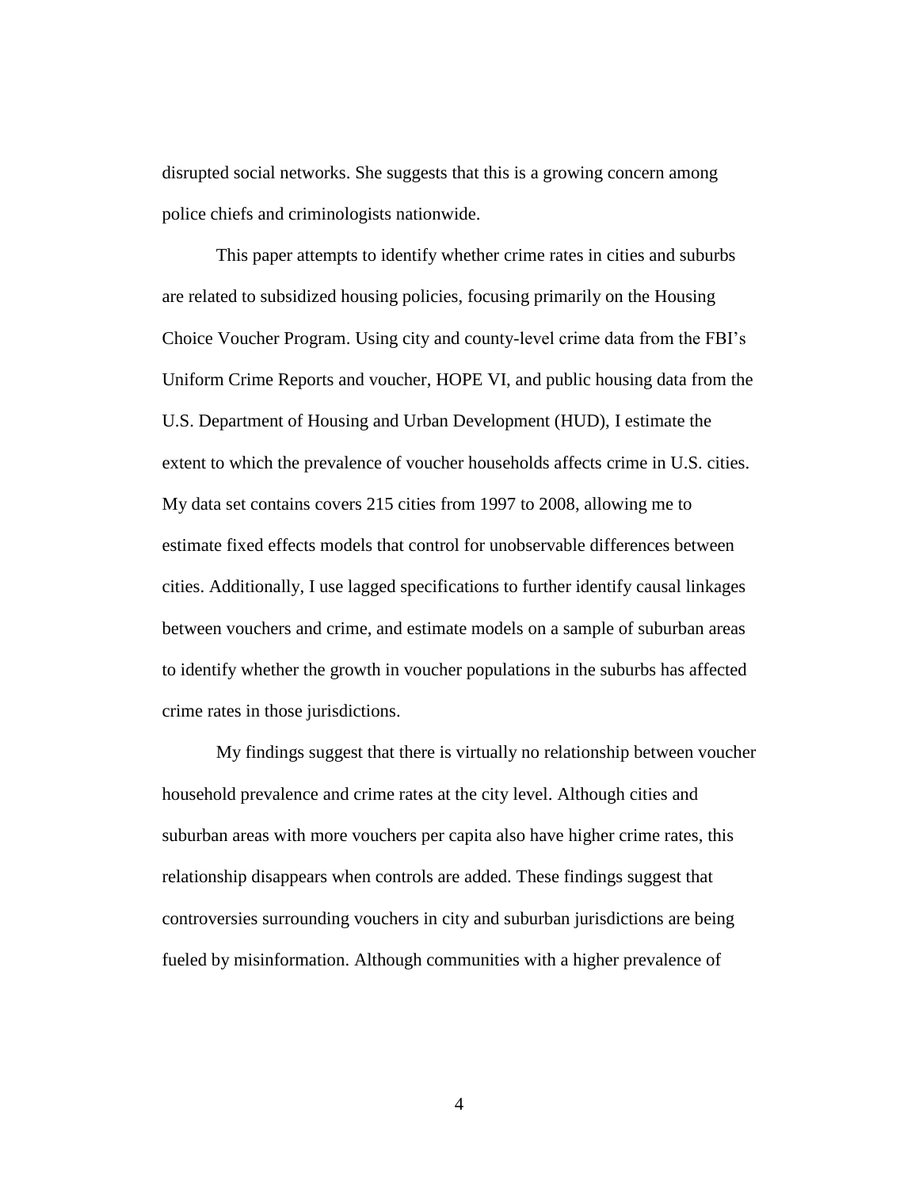disrupted social networks. She suggests that this is a growing concern among police chiefs and criminologists nationwide.

This paper attempts to identify whether crime rates in cities and suburbs are related to subsidized housing policies, focusing primarily on the Housing Choice Voucher Program. Using city and county-level crime data from the FBI's Uniform Crime Reports and voucher, HOPE VI, and public housing data from the U.S. Department of Housing and Urban Development (HUD), I estimate the extent to which the prevalence of voucher households affects crime in U.S. cities. My data set contains covers 215 cities from 1997 to 2008, allowing me to estimate fixed effects models that control for unobservable differences between cities. Additionally, I use lagged specifications to further identify causal linkages between vouchers and crime, and estimate models on a sample of suburban areas to identify whether the growth in voucher populations in the suburbs has affected crime rates in those jurisdictions.

My findings suggest that there is virtually no relationship between voucher household prevalence and crime rates at the city level. Although cities and suburban areas with more vouchers per capita also have higher crime rates, this relationship disappears when controls are added. These findings suggest that controversies surrounding vouchers in city and suburban jurisdictions are being fueled by misinformation. Although communities with a higher prevalence of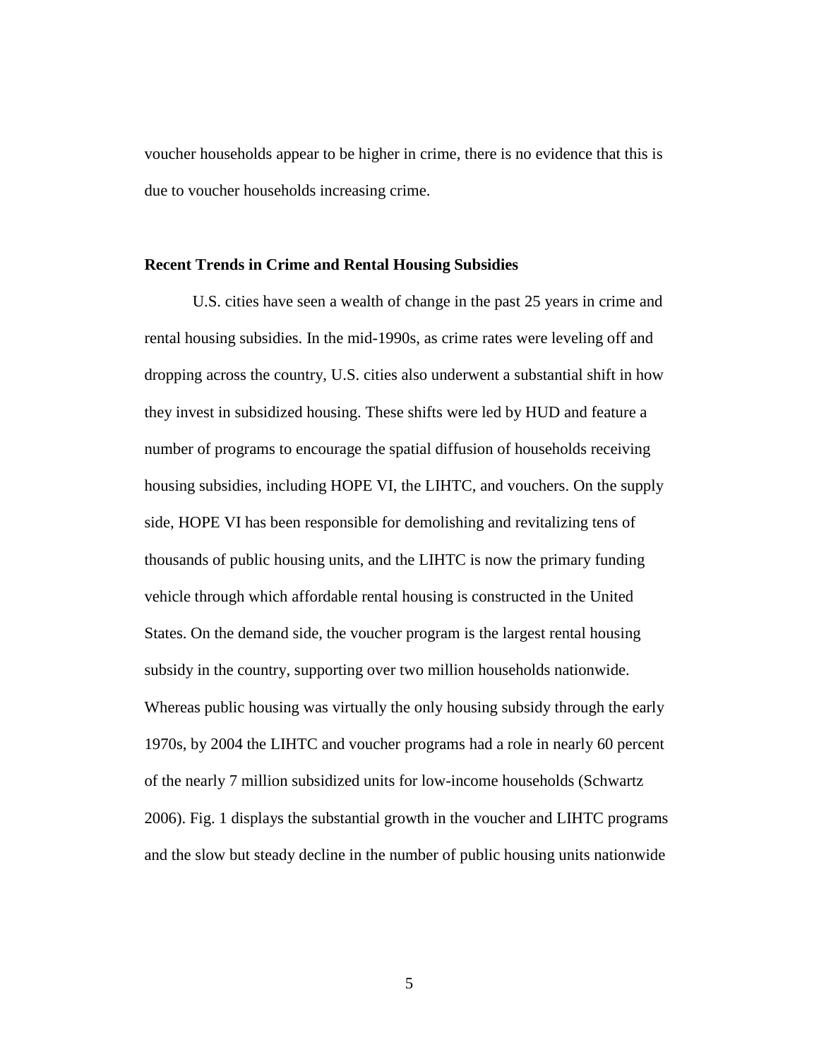voucher households appear to be higher in crime, there is no evidence that this is due to voucher households increasing crime.

## Recent Trends in Crime and Rental Housing Subsidies

U.S. cities have seen a wealth of change in the past 25 years in crime and rental housing subsidies. In the mid-1990s, as crime rates were leveling off and dropping across the country, U.S. cities also underwent a substantial shift in how they invest in subsidized housing. These shifts were led by HUD and feature a number of programs to encourage the spatial diffusion of households receiving housing subsidies, including HOPE VI, the LIHTC, and vouchers. On the supply side, HOPE VI has been responsible for demolishing and revitalizing tens of thousands of public housing units, and the LIHTC is now the primary funding vehicle through which affordable rental housing is constructed in the United States. On the demand side, the voucher program is the largest rental housing subsidy in the country, supporting over two million households nationwide. Whereas public housing was virtually the only housing subsidy through the early 1970s, by 2004 the LIHTC and voucher programs had a role in nearly 60 percent of the nearly 7 million subsidized units for low-income households (Schwartz 2006). Fig. 1 displays the substantial growth in the voucher and LIHTC programs and the slow but steady decline in the number of public housing units nationwide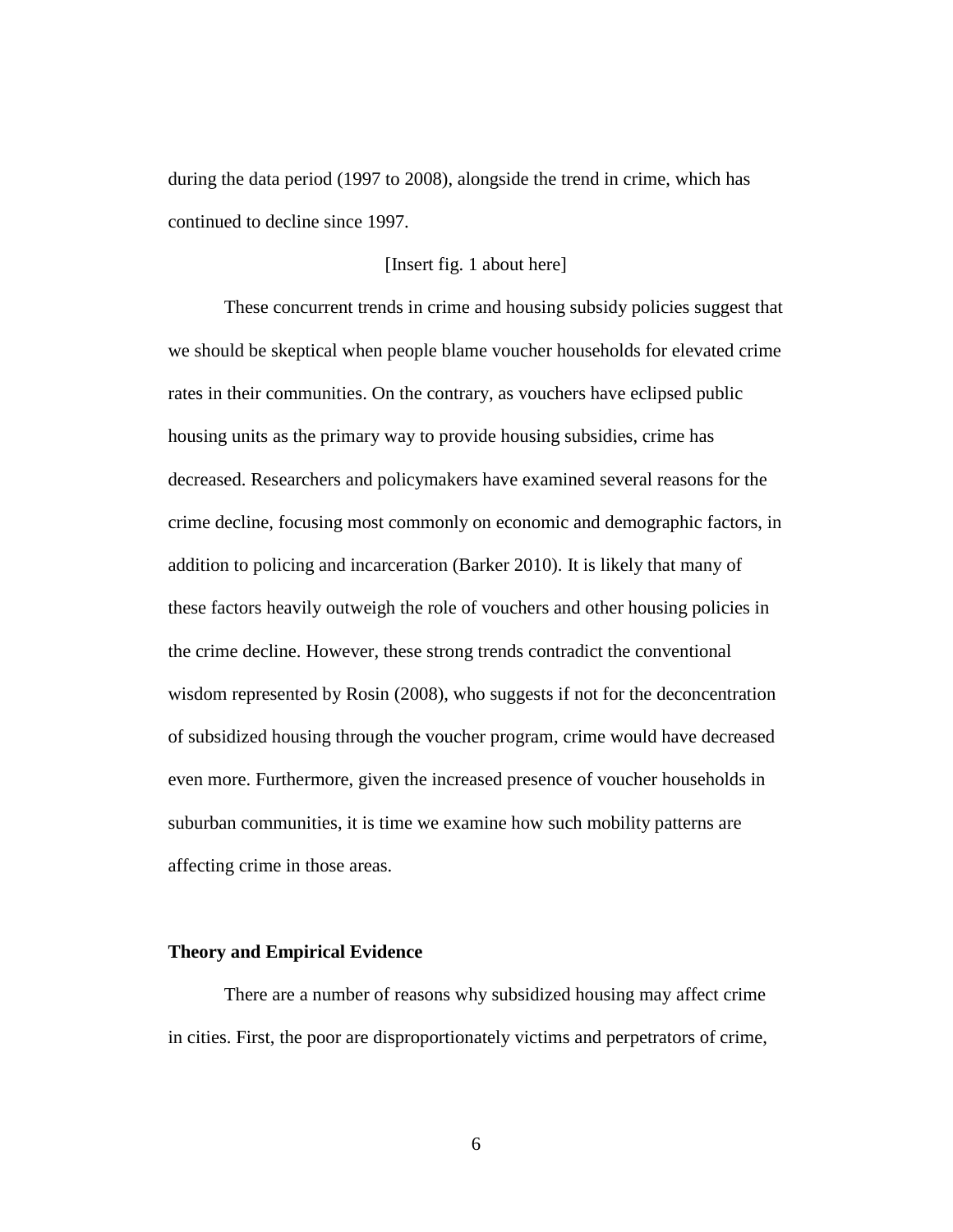during the data period (1997 to 2008), alongside the trend in crime, which has continued to decline since 1997.

[Insert fig. 1 about here]

These concurrent trends in crime and housing subsidy policies suggest that we should be skeptical when people blame voucher households for elevated crime rates in their communities. On the contrary, as vouchers have eclipsed public housing units as the primary way to provide housing subsidies, crime has decreased. Researchers and policymakers have examined several reasons for the crime decline, focusing most commonly on economic and demographic factors, in addition to policing and incarceration (Barker 2010). It is likely that many of these factors heavily outweigh the role of vouchers and other housing policies in the crime decline. However, these strong trends contradict the conventional wisdom represented by Rosin (2008), who suggests if not for the deconcentration of subsidized housing through the voucher program, crime would have decreased even more. Furthermore, given the increased presence of voucher households in suburban communities, it is time we examine how such mobility patterns are affecting crime in those areas.

**Theory and Empirical Evidence**

There are a number of reasons why subsidized housing may affect crime in cities. First, the poor are disproportionately victims and perpetrators of crime,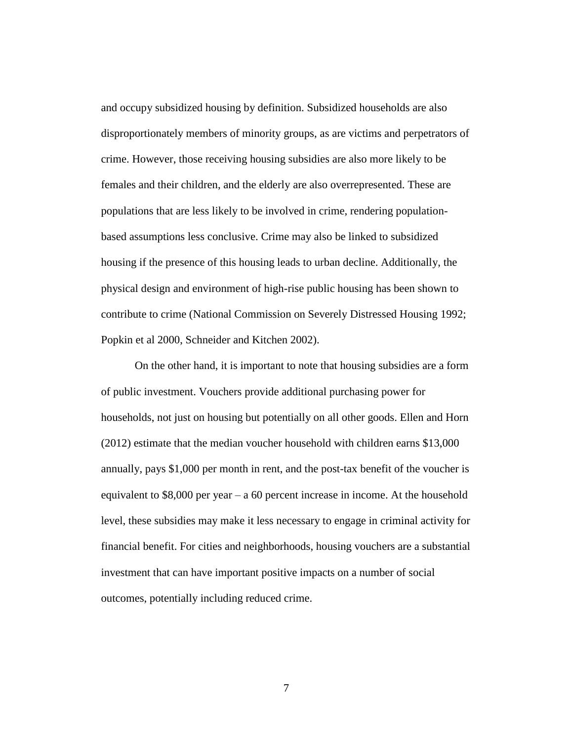and occupy subsidized housing by definition. Subsidized households are also disproportionately members of minority groups, as are victims and perpetrators of crime. However, those receiving housing subsidies are also more likely to be females and their children, and the elderly are also overrepresented. These are populations that are less likely to be involved in crime, rendering population-based assumptions less conclusive. Crime may also be linked to subsidized housing if the presence of this housing leads to urban decline. Additionally, the physical design and environment of high-rise public housing has been shown to contribute to crime (National Commission on Severely Distressed Housing 1992; Popkin et al 2000, Schneider and Kitchen 2002).

On the other hand, it is important to note that housing subsidies are a form of public investment. Vouchers provide additional purchasing power for households, not just on housing but potentially on all other goods. Ellen and Horn (2012) estimate that the median voucher household with children earns $13,000 annually, pays $1,000 per month in rent, and the post-tax benefit of the voucher is equivalent to $8,000 per year – a 60 percent increase in income. At the household level, these subsidies may make it less necessary to engage in criminal activity for financial benefit. For cities and neighborhoods, housing vouchers are a substantial investment that can have important positive impacts on a number of social outcomes, potentially including reduced crime.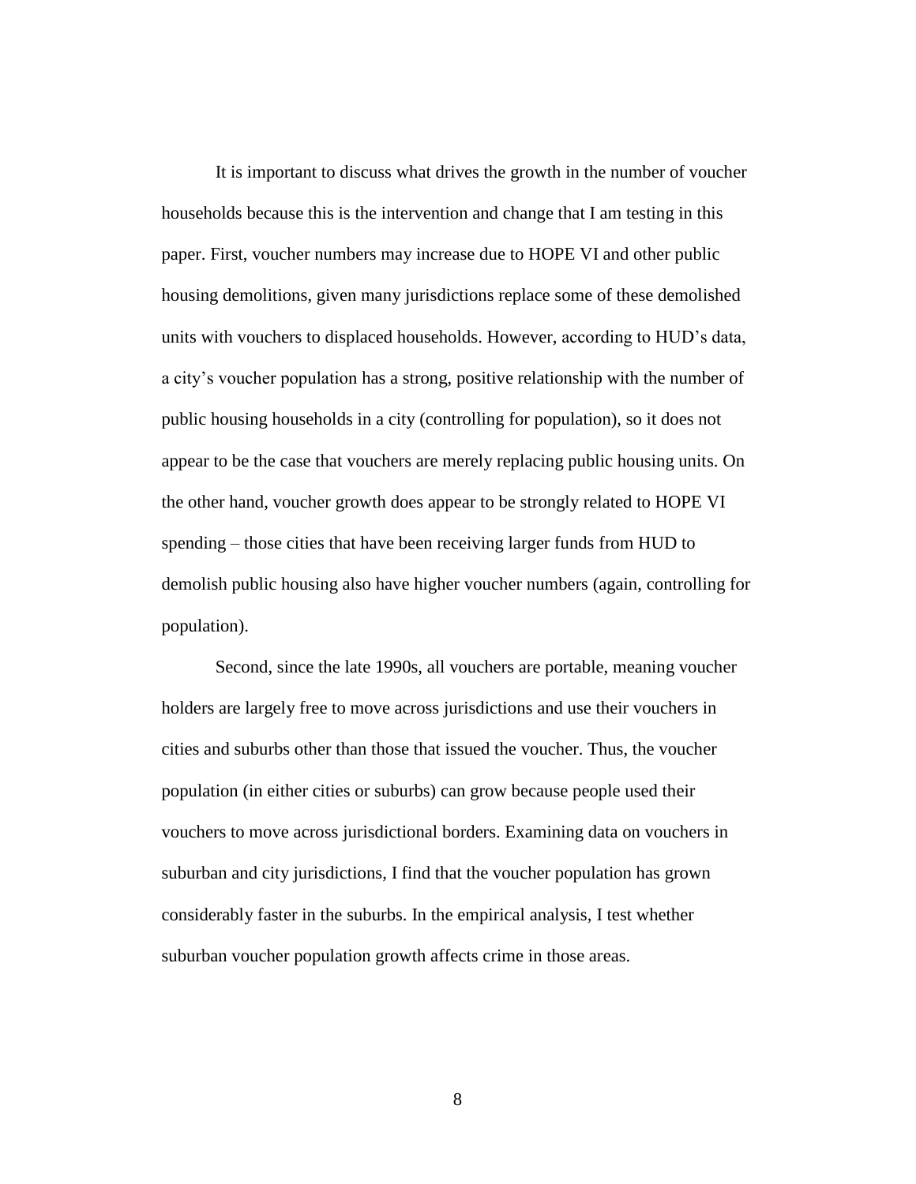It is important to discuss what drives the growth in the number of voucher households because this is the intervention and change that I am testing in this paper. First, voucher numbers may increase due to HOPE VI and other public housing demolitions, given many jurisdictions replace some of these demolished units with vouchers to displaced households. However, according to HUD's data, a city's voucher population has a strong, positive relationship with the number of public housing households in a city (controlling for population), so it does not appear to be the case that vouchers are merely replacing public housing units. On the other hand, voucher growth does appear to be strongly related to HOPE VI spending – those cities that have been receiving larger funds from HUD to demolish public housing also have higher voucher numbers (again, controlling for population).

Second, since the late 1990s, all vouchers are portable, meaning voucher holders are largely free to move across jurisdictions and use their vouchers in cities and suburbs other than those that issued the voucher. Thus, the voucher population (in either cities or suburbs) can grow because people used their vouchers to move across jurisdictional borders. Examining data on vouchers in suburban and city jurisdictions, I find that the voucher population has grown considerably faster in the suburbs. In the empirical analysis, I test whether suburban voucher population growth affects crime in those areas.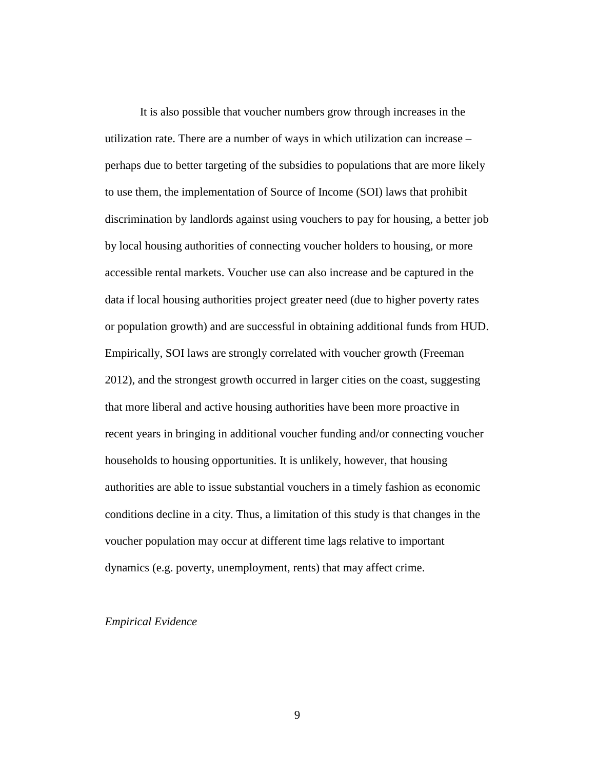It is also possible that voucher numbers grow through increases in the utilization rate. There are a number of ways in which utilization can increase – perhaps due to better targeting of the subsidies to populations that are more likely to use them, the implementation of Source of Income (SOI) laws that prohibit discrimination by landlords against using vouchers to pay for housing, a better job by local housing authorities of connecting voucher holders to housing, or more accessible rental markets. Voucher use can also increase and be captured in the data if local housing authorities project greater need (due to higher poverty rates or population growth) and are successful in obtaining additional funds from HUD. Empirically, SOI laws are strongly correlated with voucher growth (Freeman 2012), and the strongest growth occurred in larger cities on the coast, suggesting that more liberal and active housing authorities have been more proactive in recent years in bringing in additional voucher funding and/or connecting voucher households to housing opportunities. It is unlikely, however, that housing authorities are able to issue substantial vouchers in a timely fashion as economic conditions decline in a city. Thus, a limitation of this study is that changes in the voucher population may occur at different time lags relative to important dynamics (e.g. poverty, unemployment, rents) that may affect crime.

*Empirical Evidence*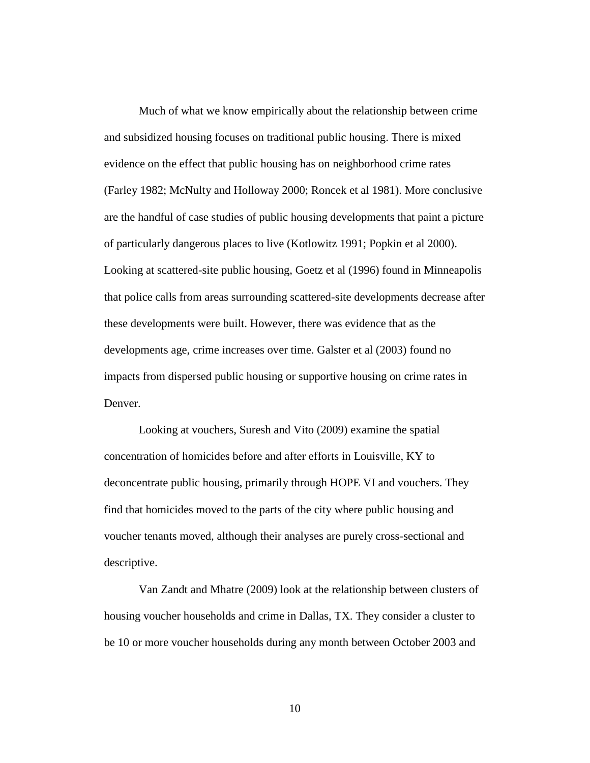Much of what we know empirically about the relationship between crime and subsidized housing focuses on traditional public housing. There is mixed evidence on the effect that public housing has on neighborhood crime rates (Farley 1982; McNulty and Holloway 2000; Roncek et al 1981). More conclusive are the handful of case studies of public housing developments that paint a picture of particularly dangerous places to live (Kotlowitz 1991; Popkin et al 2000). Looking at scattered-site public housing, Goetz et al (1996) found in Minneapolis that police calls from areas surrounding scattered-site developments decrease after these developments were built. However, there was evidence that as the developments age, crime increases over time. Galster et al (2003) found no impacts from dispersed public housing or supportive housing on crime rates in Denver.

Looking at vouchers, Suresh and Vito (2009) examine the spatial concentration of homicides before and after efforts in Louisville, KY to deconcentrate public housing, primarily through HOPE VI and vouchers. They find that homicides moved to the parts of the city where public housing and voucher tenants moved, although their analyses are purely cross-sectional and descriptive.

Van Zandt and Mhatre (2009) look at the relationship between clusters of housing voucher households and crime in Dallas, TX. They consider a cluster to be 10 or more voucher households during any month between October 2003 and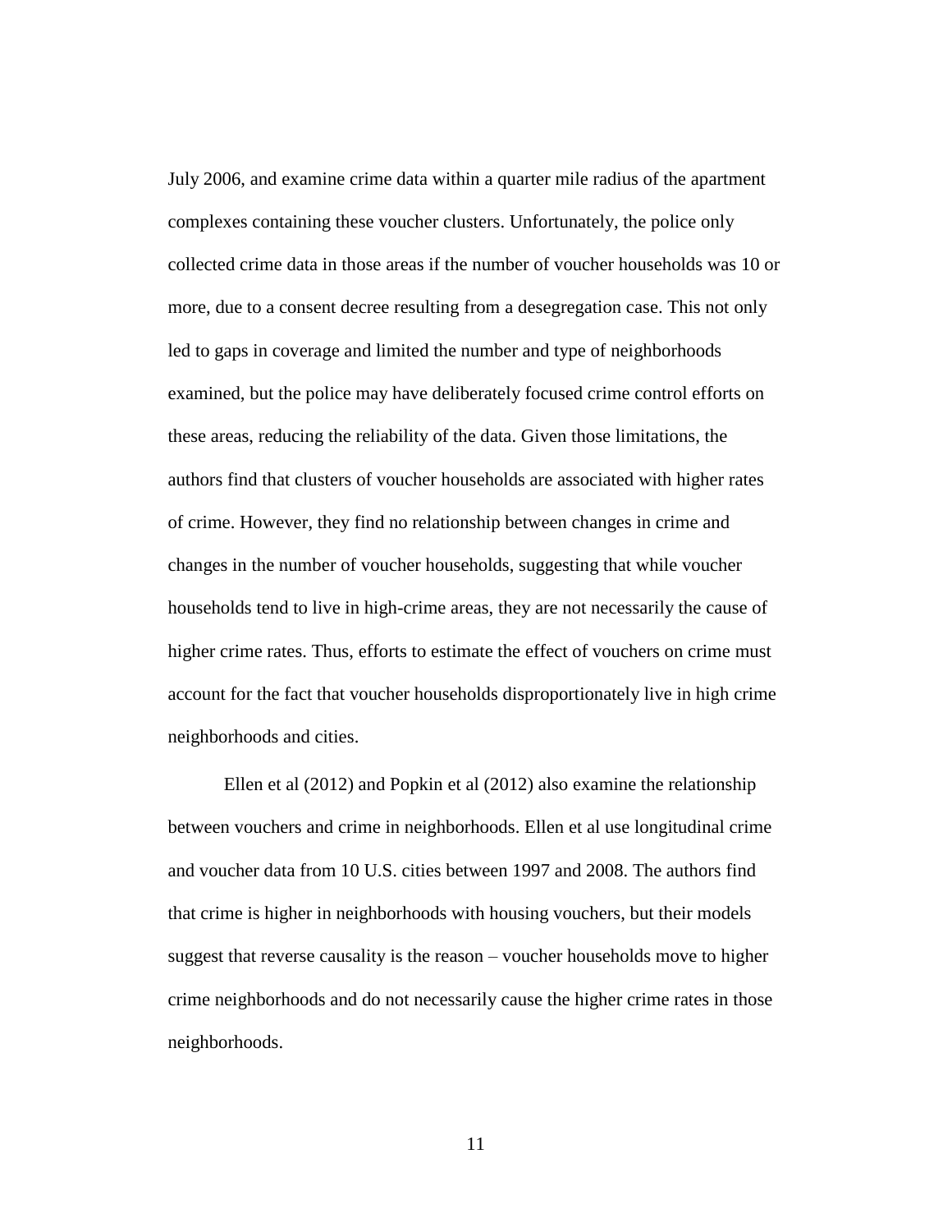July 2006, and examine crime data within a quarter mile radius of the apartment complexes containing these voucher clusters. Unfortunately, the police only collected crime data in those areas if the number of voucher households was 10 or more, due to a consent decree resulting from a desegregation case. This not only led to gaps in coverage and limited the number and type of neighborhoods examined, but the police may have deliberately focused crime control efforts on these areas, reducing the reliability of the data. Given those limitations, the authors find that clusters of voucher households are associated with higher rates of crime. However, they find no relationship between changes in crime and changes in the number of voucher households, suggesting that while voucher households tend to live in high-crime areas, they are not necessarily the cause of higher crime rates. Thus, efforts to estimate the effect of vouchers on crime must account for the fact that voucher households disproportionately live in high crime neighborhoods and cities.

Ellen et al (2012) and Popkin et al (2012) also examine the relationship between vouchers and crime in neighborhoods. Ellen et al use longitudinal crime and voucher data from 10 U.S. cities between 1997 and 2008. The authors find that crime is higher in neighborhoods with housing vouchers, but their models suggest that reverse causality is the reason – voucher households move to higher crime neighborhoods and do not necessarily cause the higher crime rates in those neighborhoods.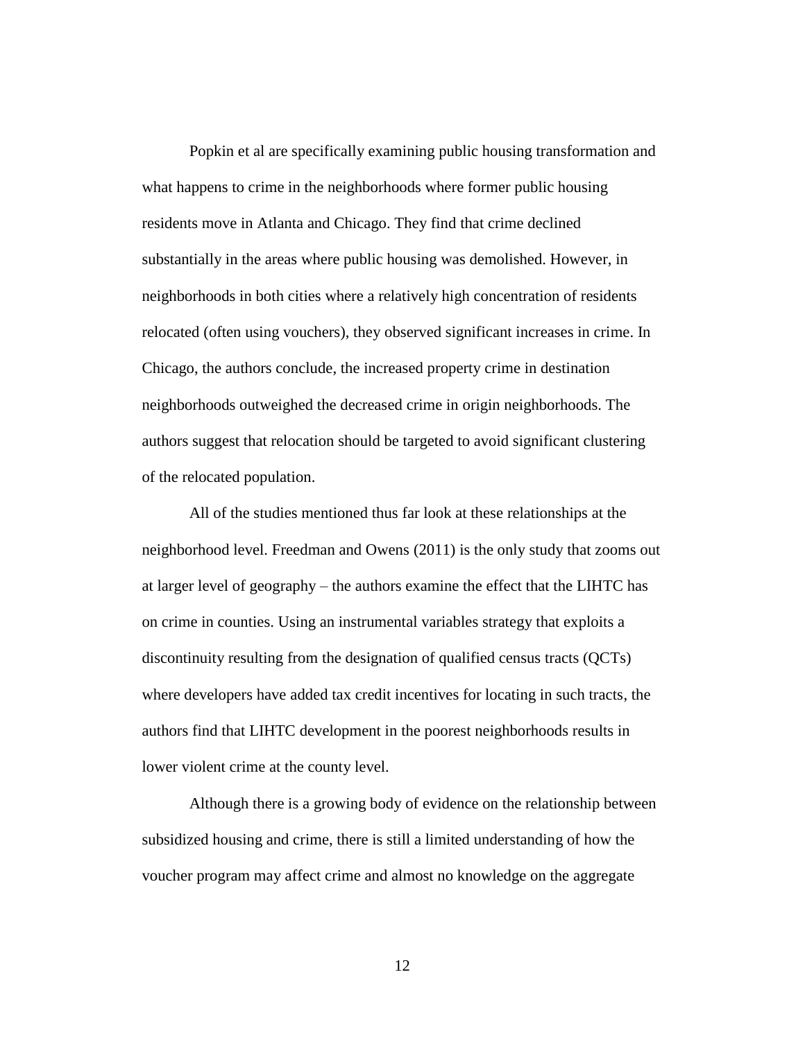Popkin et al are specifically examining public housing transformation and what happens to crime in the neighborhoods where former public housing residents move in Atlanta and Chicago. They find that crime declined substantially in the areas where public housing was demolished. However, in neighborhoods in both cities where a relatively high concentration of residents relocated (often using vouchers), they observed significant increases in crime. In Chicago, the authors conclude, the increased property crime in destination neighborhoods outweighed the decreased crime in origin neighborhoods. The authors suggest that relocation should be targeted to avoid significant clustering of the relocated population.

All of the studies mentioned thus far look at these relationships at the neighborhood level. Freedman and Owens (2011) is the only study that zooms out at larger level of geography – the authors examine the effect that the LIHTC has on crime in counties. Using an instrumental variables strategy that exploits a discontinuity resulting from the designation of qualified census tracts (QCTs) where developers have added tax credit incentives for locating in such tracts, the authors find that LIHTC development in the poorest neighborhoods results in lower violent crime at the county level.

Although there is a growing body of evidence on the relationship between subsidized housing and crime, there is still a limited understanding of how the voucher program may affect crime and almost no knowledge on the aggregate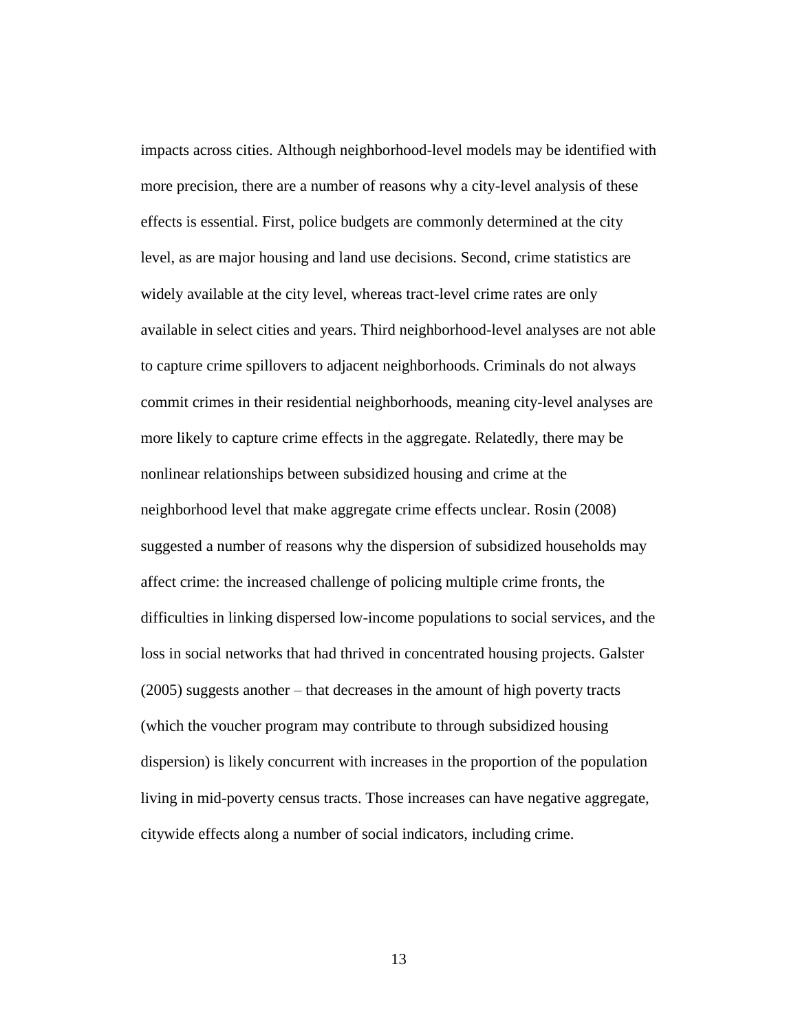impacts across cities. Although neighborhood-level models may be identified with more precision, there are a number of reasons why a city-level analysis of these effects is essential. First, police budgets are commonly determined at the city level, as are major housing and land use decisions. Second, crime statistics are widely available at the city level, whereas tract-level crime rates are only available in select cities and years. Third neighborhood-level analyses are not able to capture crime spillovers to adjacent neighborhoods. Criminals do not always commit crimes in their residential neighborhoods, meaning city-level analyses are more likely to capture crime effects in the aggregate. Relatedly, there may be nonlinear relationships between subsidized housing and crime at the neighborhood level that make aggregate crime effects unclear. Rosin (2008) suggested a number of reasons why the dispersion of subsidized households may affect crime: the increased challenge of policing multiple crime fronts, the difficulties in linking dispersed low-income populations to social services, and the loss in social networks that had thrived in concentrated housing projects. Galster (2005) suggests another – that decreases in the amount of high poverty tracts (which the voucher program may contribute to through subsidized housing dispersion) is likely concurrent with increases in the proportion of the population living in mid-poverty census tracts. Those increases can have negative aggregate, citywide effects along a number of social indicators, including crime.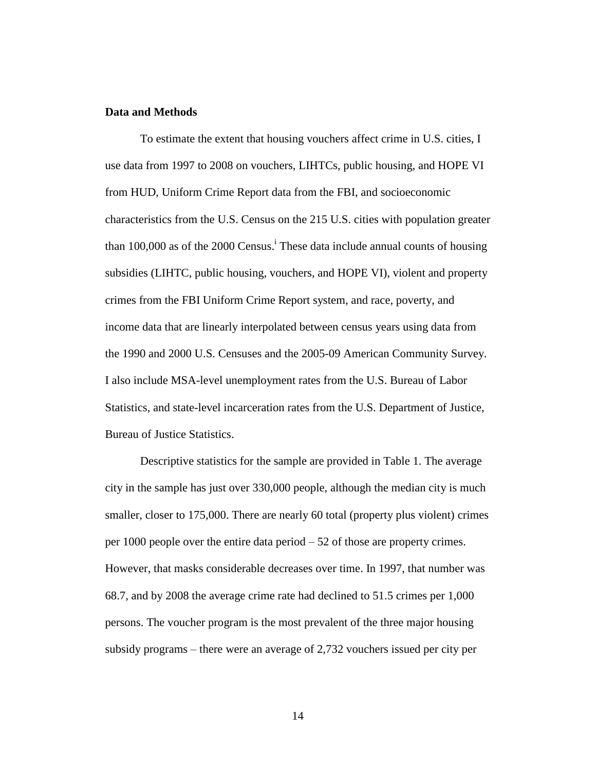**Data and Methods**

To estimate the extent that housing vouchers affect crime in U.S. cities, I use data from 1997 to 2008 on vouchers, LIHTCs, public housing, and HOPE VI from HUD, Uniform Crime Report data from the FBI, and socioeconomic characteristics from the U.S. Census on the 215 U.S. cities with population greater than 100,000 as of the 2000 Census.[i] These data include annual counts of housing subsidies (LIHTC, public housing, vouchers, and HOPE VI), violent and property crimes from the FBI Uniform Crime Report system, and race, poverty, and income data that are linearly interpolated between census years using data from the 1990 and 2000 U.S. Censuses and the 2005-09 American Community Survey. I also include MSA-level unemployment rates from the U.S. Bureau of Labor Statistics, and state-level incarceration rates from the U.S. Department of Justice, Bureau of Justice Statistics.

Descriptive statistics for the sample are provided in Table 1. The average city in the sample has just over 330,000 people, although the median city is much smaller, closer to 175,000. There are nearly 60 total (property plus violent) crimes per 1000 people over the entire data period – 52 of those are property crimes. However, that masks considerable decreases over time. In 1997, that number was 68.7, and by 2008 the average crime rate had declined to 51.5 crimes per 1,000 persons. The voucher program is the most prevalent of the three major housing subsidy programs – there were an average of 2,732 vouchers issued per city per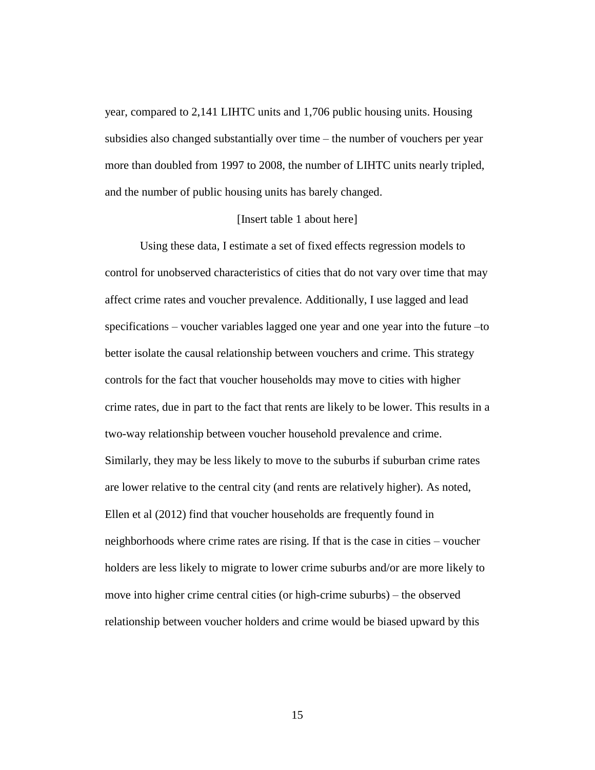year, compared to 2,141 LIHTC units and 1,706 public housing units. Housing subsidies also changed substantially over time – the number of vouchers per year more than doubled from 1997 to 2008, the number of LIHTC units nearly tripled, and the number of public housing units has barely changed.

[Insert table 1 about here]

Using these data, I estimate a set of fixed effects regression models to control for unobserved characteristics of cities that do not vary over time that may affect crime rates and voucher prevalence. Additionally, I use lagged and lead specifications – voucher variables lagged one year and one year into the future –to better isolate the causal relationship between vouchers and crime. This strategy controls for the fact that voucher households may move to cities with higher crime rates, due in part to the fact that rents are likely to be lower. This results in a two-way relationship between voucher household prevalence and crime. Similarly, they may be less likely to move to the suburbs if suburban crime rates are lower relative to the central city (and rents are relatively higher). As noted, Ellen et al (2012) find that voucher households are frequently found in neighborhoods where crime rates are rising. If that is the case in cities – voucher holders are less likely to migrate to lower crime suburbs and/or are more likely to move into higher crime central cities (or high-crime suburbs) – the observed relationship between voucher holders and crime would be biased upward by this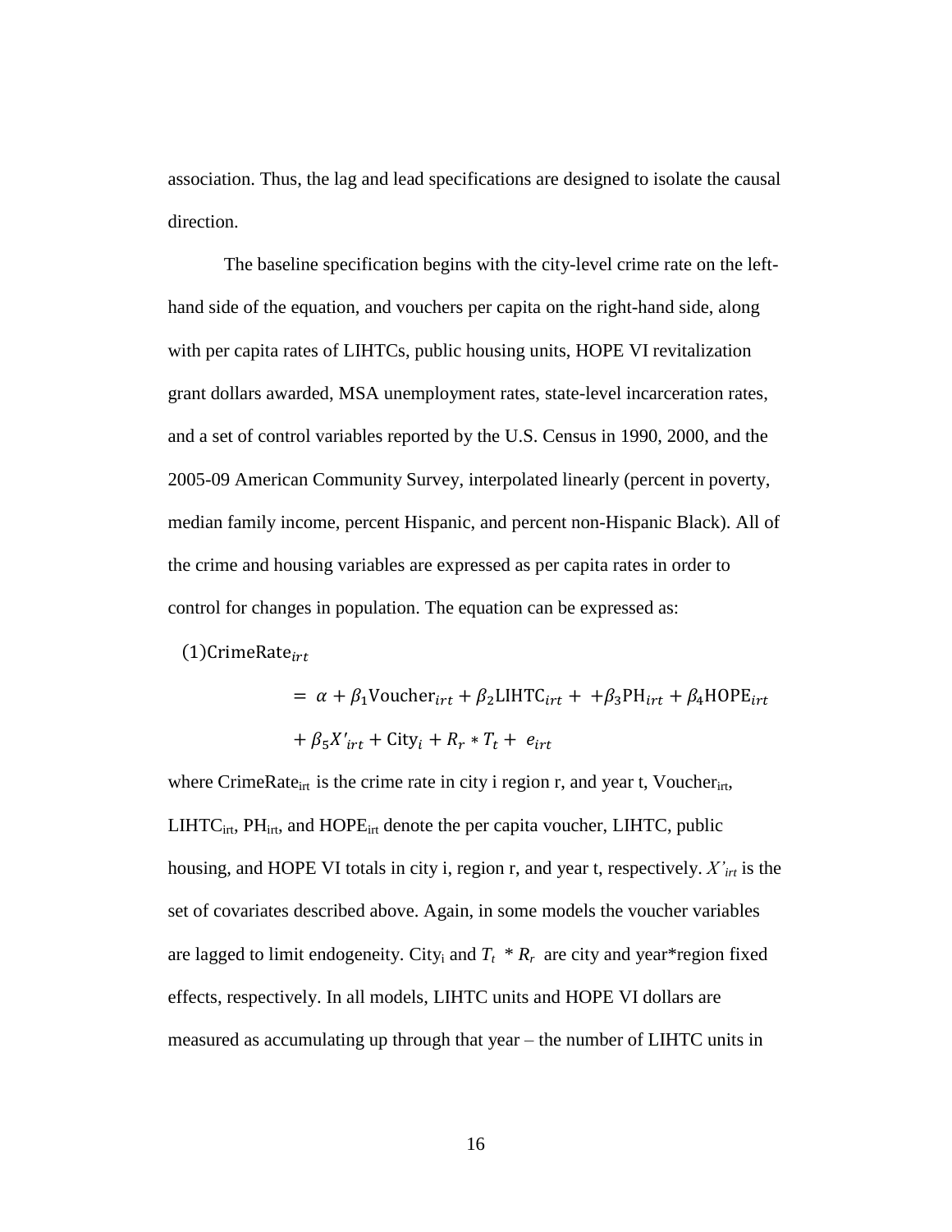association. Thus, the lag and lead specifications are designed to isolate the causal direction.

The baseline specification begins with the city-level crime rate on the left-hand side of the equation, and vouchers per capita on the right-hand side, along with per capita rates of LIHTCs, public housing units, HOPE VI revitalization grant dollars awarded, MSA unemployment rates, state-level incarceration rates, and a set of control variables reported by the U.S. Census in 1990, 2000, and the 2005-09 American Community Survey, interpolated linearly (percent in poverty, median family income, percent Hispanic, and percent non-Hispanic Black). All of the crime and housing variables are expressed as per capita rates in order to control for changes in population. The equation can be expressed as:

$$
\begin{aligned}
(1)\,\text{CrimeRate}_{irt} &= \alpha + \beta_1 \text{Voucher}_{irt} + \beta_2 \text{LIHTC}_{irt} + \ + \beta_3 \text{PH}_{irt} + \beta_4 \text{HOPE}_{irt} \\
&\quad + \beta_5 X'_{irt} + \text{City}_i + R_r * T_t + \ e_{irt}
\end{aligned}
$$

where $\text{CrimeRate}_{irt}$ is the crime rate in city i region r, and year t, $\text{Voucher}_{irt}$, $\text{LIHTC}_{irt}$, $\text{PH}_{irt}$, and $\text{HOPE}_{irt}$ denote the per capita voucher, LIHTC, public housing, and HOPE VI totals in city i, region r, and year t, respectively. $X'_{irt}$ is the set of covariates described above. Again, in some models the voucher variables are lagged to limit endogeneity. $\text{City}_i$ and $T_t * R_r$ are city and year*region fixed effects, respectively. In all models, LIHTC units and HOPE VI dollars are measured as accumulating up through that year – the number of LIHTC units in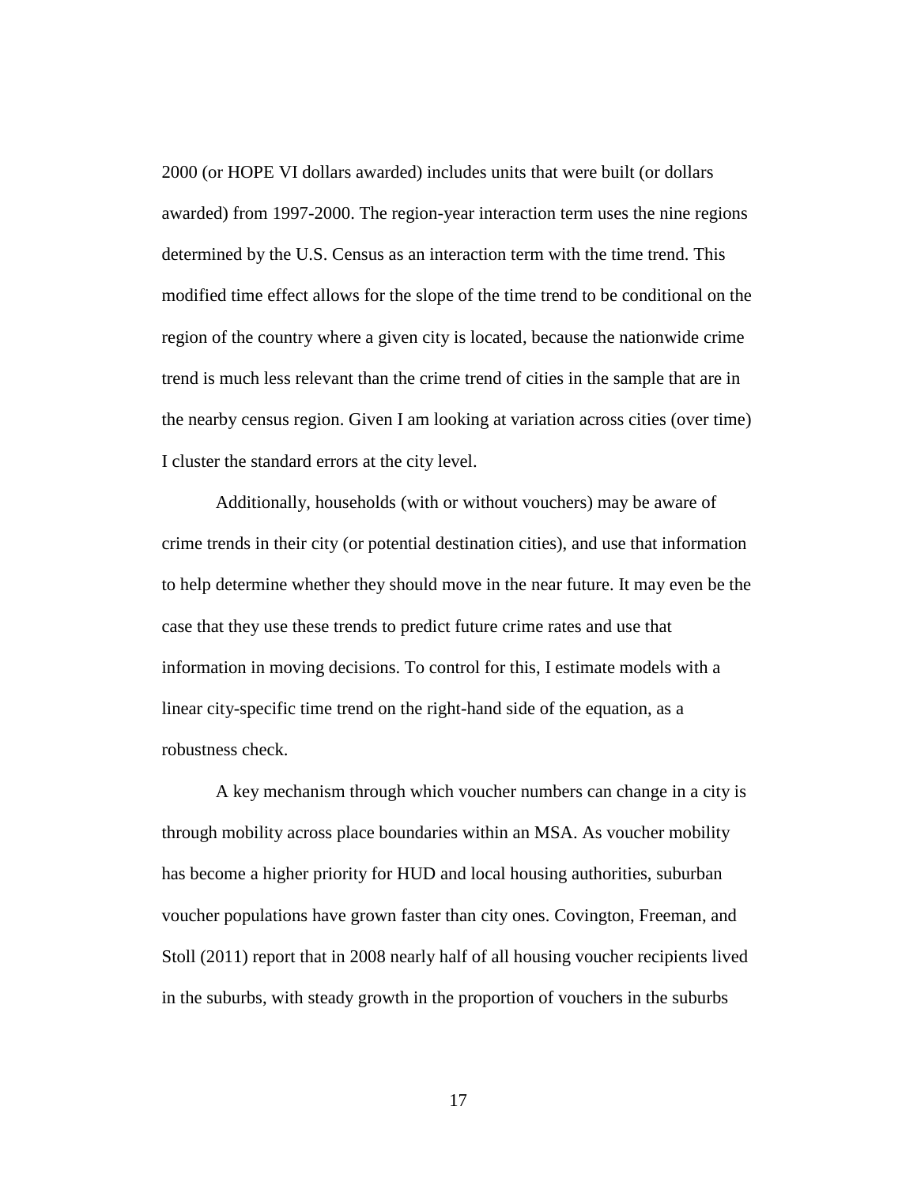2000 (or HOPE VI dollars awarded) includes units that were built (or dollars awarded) from 1997-2000. The region-year interaction term uses the nine regions determined by the U.S. Census as an interaction term with the time trend. This modified time effect allows for the slope of the time trend to be conditional on the region of the country where a given city is located, because the nationwide crime trend is much less relevant than the crime trend of cities in the sample that are in the nearby census region. Given I am looking at variation across cities (over time) I cluster the standard errors at the city level.

Additionally, households (with or without vouchers) may be aware of crime trends in their city (or potential destination cities), and use that information to help determine whether they should move in the near future. It may even be the case that they use these trends to predict future crime rates and use that information in moving decisions. To control for this, I estimate models with a linear city-specific time trend on the right-hand side of the equation, as a robustness check.

A key mechanism through which voucher numbers can change in a city is through mobility across place boundaries within an MSA. As voucher mobility has become a higher priority for HUD and local housing authorities, suburban voucher populations have grown faster than city ones. Covington, Freeman, and Stoll (2011) report that in 2008 nearly half of all housing voucher recipients lived in the suburbs, with steady growth in the proportion of vouchers in the suburbs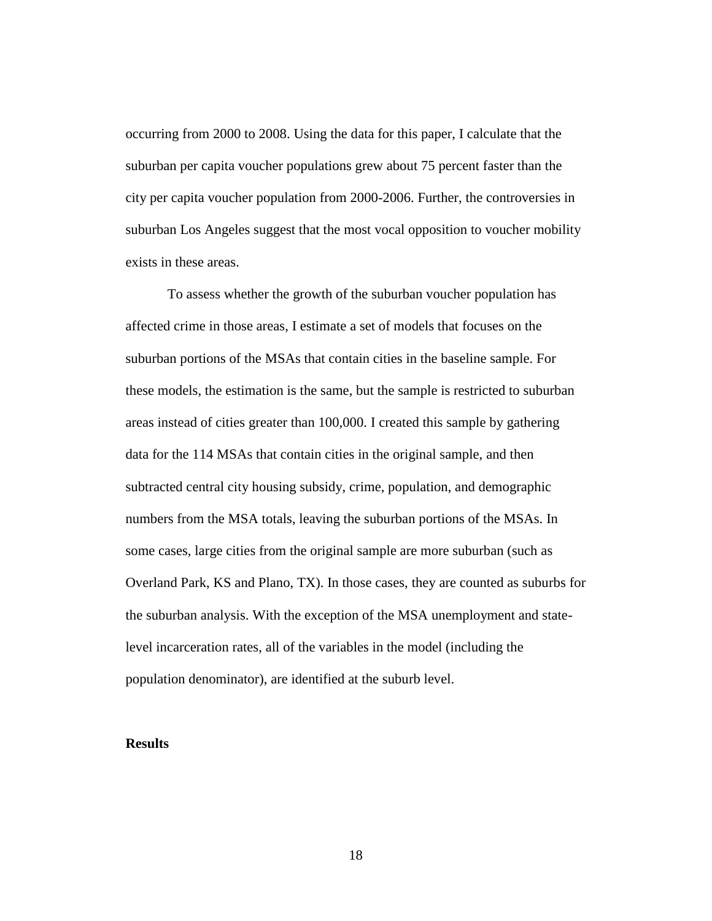occurring from 2000 to 2008. Using the data for this paper, I calculate that the suburban per capita voucher populations grew about 75 percent faster than the city per capita voucher population from 2000-2006. Further, the controversies in suburban Los Angeles suggest that the most vocal opposition to voucher mobility exists in these areas.

To assess whether the growth of the suburban voucher population has affected crime in those areas, I estimate a set of models that focuses on the suburban portions of the MSAs that contain cities in the baseline sample. For these models, the estimation is the same, but the sample is restricted to suburban areas instead of cities greater than 100,000. I created this sample by gathering data for the 114 MSAs that contain cities in the original sample, and then subtracted central city housing subsidy, crime, population, and demographic numbers from the MSA totals, leaving the suburban portions of the MSAs. In some cases, large cities from the original sample are more suburban (such as Overland Park, KS and Plano, TX). In those cases, they are counted as suburbs for the suburban analysis. With the exception of the MSA unemployment and state-level incarceration rates, all of the variables in the model (including the population denominator), are identified at the suburb level.

**Results**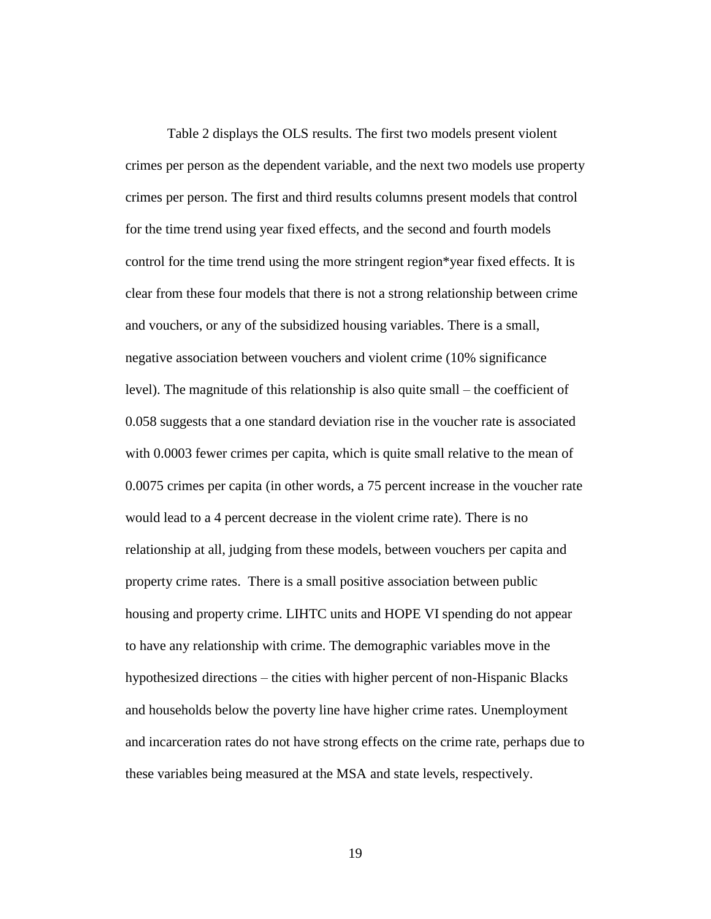Table 2 displays the OLS results. The first two models present violent crimes per person as the dependent variable, and the next two models use property crimes per person. The first and third results columns present models that control for the time trend using year fixed effects, and the second and fourth models control for the time trend using the more stringent region*year fixed effects. It is clear from these four models that there is not a strong relationship between crime and vouchers, or any of the subsidized housing variables. There is a small, negative association between vouchers and violent crime (10% significance level). The magnitude of this relationship is also quite small – the coefficient of 0.058 suggests that a one standard deviation rise in the voucher rate is associated with 0.0003 fewer crimes per capita, which is quite small relative to the mean of 0.0075 crimes per capita (in other words, a 75 percent increase in the voucher rate would lead to a 4 percent decrease in the violent crime rate). There is no relationship at all, judging from these models, between vouchers per capita and property crime rates. There is a small positive association between public housing and property crime. LIHTC units and HOPE VI spending do not appear to have any relationship with crime. The demographic variables move in the hypothesized directions – the cities with higher percent of non-Hispanic Blacks and households below the poverty line have higher crime rates. Unemployment and incarceration rates do not have strong effects on the crime rate, perhaps due to these variables being measured at the MSA and state levels, respectively.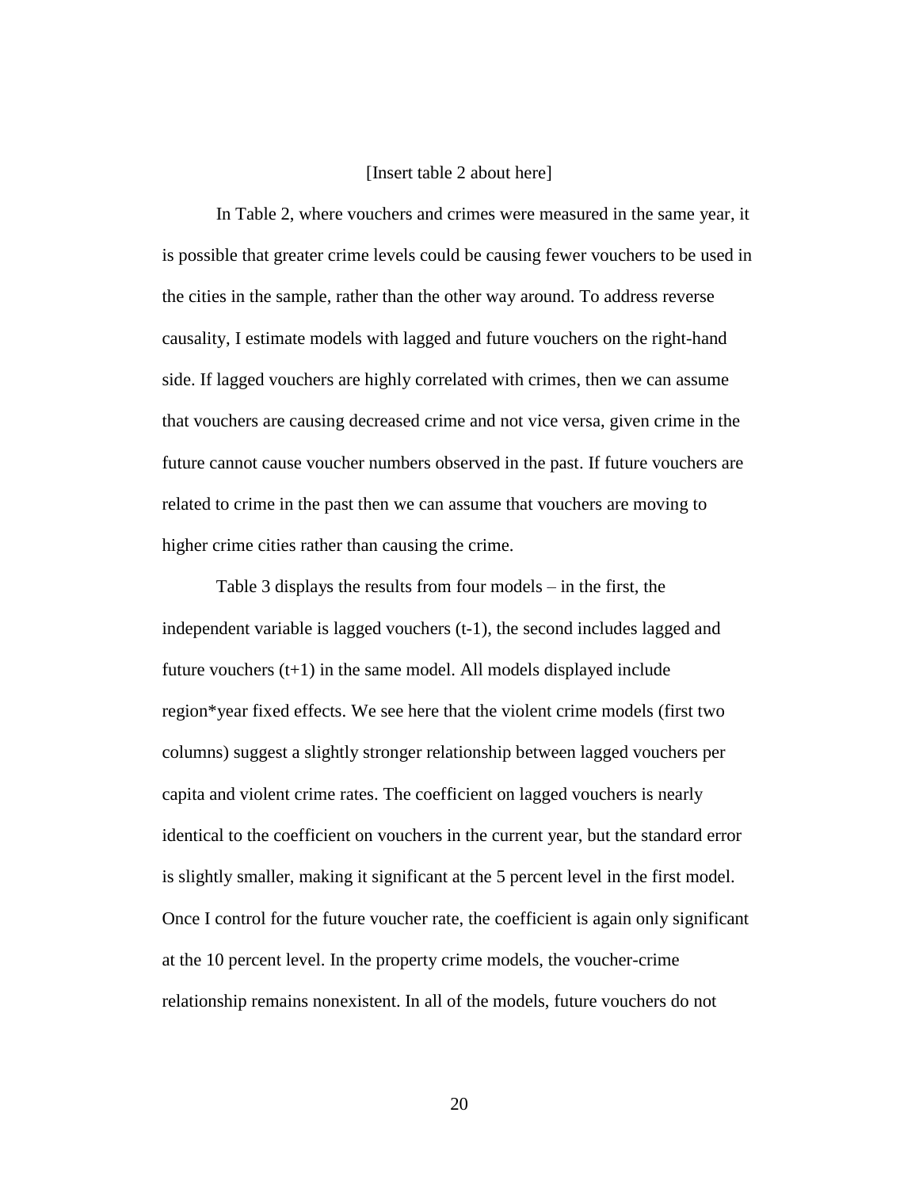[Insert table 2 about here]

In Table 2, where vouchers and crimes were measured in the same year, it is possible that greater crime levels could be causing fewer vouchers to be used in the cities in the sample, rather than the other way around. To address reverse causality, I estimate models with lagged and future vouchers on the right-hand side. If lagged vouchers are highly correlated with crimes, then we can assume that vouchers are causing decreased crime and not vice versa, given crime in the future cannot cause voucher numbers observed in the past. If future vouchers are related to crime in the past then we can assume that vouchers are moving to higher crime cities rather than causing the crime.

Table 3 displays the results from four models – in the first, the independent variable is lagged vouchers (t-1), the second includes lagged and future vouchers (t+1) in the same model. All models displayed include region*year fixed effects. We see here that the violent crime models (first two columns) suggest a slightly stronger relationship between lagged vouchers per capita and violent crime rates. The coefficient on lagged vouchers is nearly identical to the coefficient on vouchers in the current year, but the standard error is slightly smaller, making it significant at the 5 percent level in the first model. Once I control for the future voucher rate, the coefficient is again only significant at the 10 percent level. In the property crime models, the voucher-crime relationship remains nonexistent. In all of the models, future vouchers do not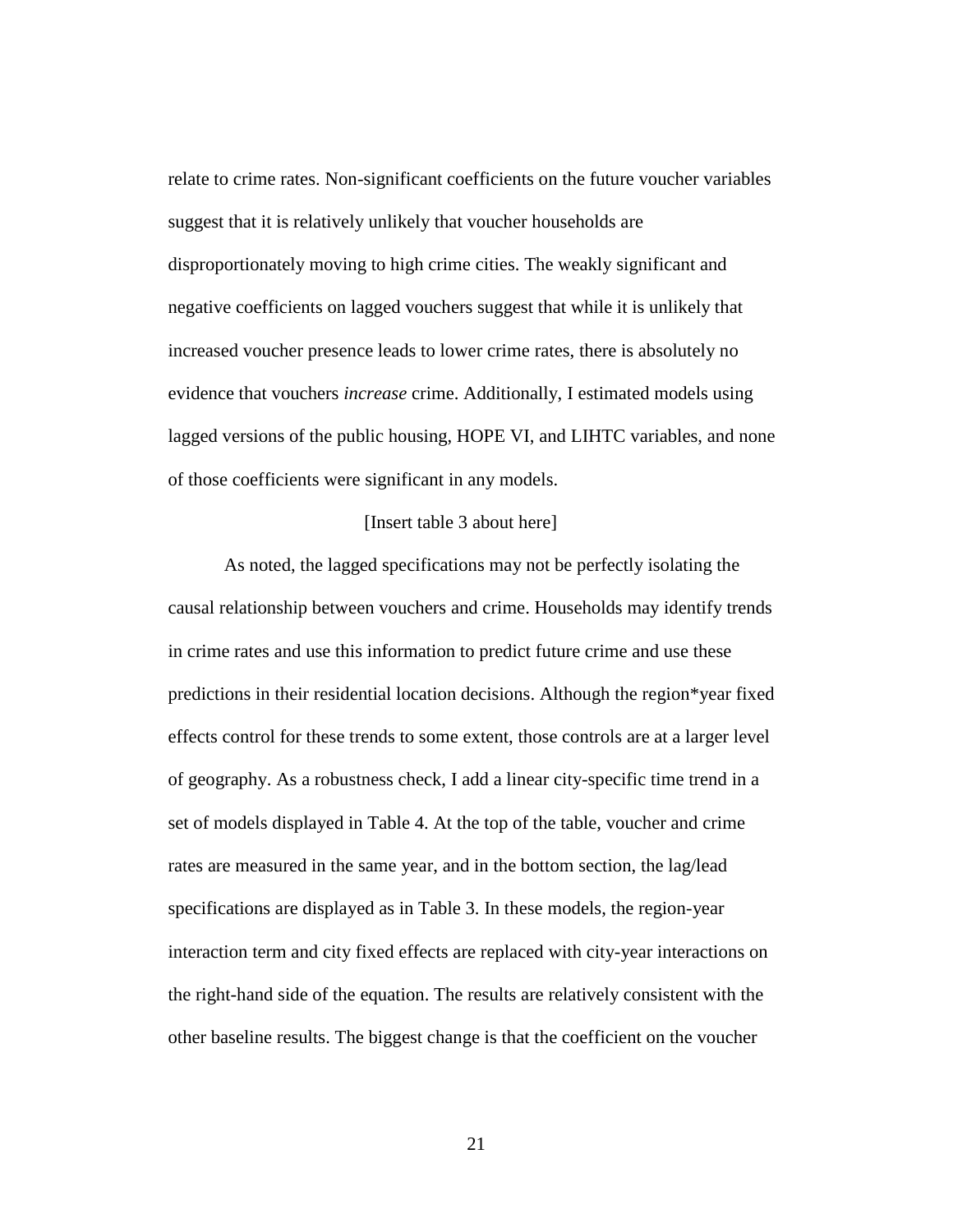relate to crime rates. Non-significant coefficients on the future voucher variables suggest that it is relatively unlikely that voucher households are disproportionately moving to high crime cities. The weakly significant and negative coefficients on lagged vouchers suggest that while it is unlikely that increased voucher presence leads to lower crime rates, there is absolutely no evidence that vouchers *increase* crime. Additionally, I estimated models using lagged versions of the public housing, HOPE VI, and LIHTC variables, and none of those coefficients were significant in any models.

[Insert table 3 about here]

As noted, the lagged specifications may not be perfectly isolating the causal relationship between vouchers and crime. Households may identify trends in crime rates and use this information to predict future crime and use these predictions in their residential location decisions. Although the region*year fixed effects control for these trends to some extent, those controls are at a larger level of geography. As a robustness check, I add a linear city-specific time trend in a set of models displayed in Table 4. At the top of the table, voucher and crime rates are measured in the same year, and in the bottom section, the lag/lead specifications are displayed as in Table 3. In these models, the region-year interaction term and city fixed effects are replaced with city-year interactions on the right-hand side of the equation. The results are relatively consistent with the other baseline results. The biggest change is that the coefficient on the voucher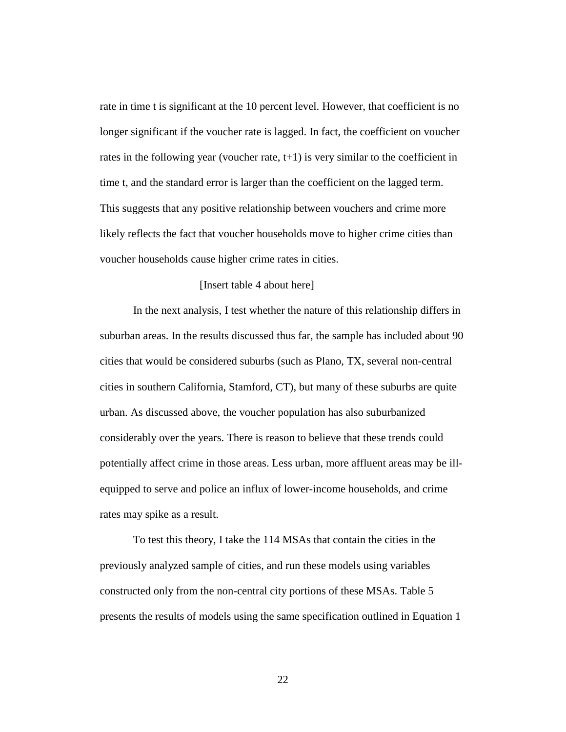rate in time t is significant at the 10 percent level. However, that coefficient is no longer significant if the voucher rate is lagged. In fact, the coefficient on voucher rates in the following year (voucher rate, t+1) is very similar to the coefficient in time t, and the standard error is larger than the coefficient on the lagged term. This suggests that any positive relationship between vouchers and crime more likely reflects the fact that voucher households move to higher crime cities than voucher households cause higher crime rates in cities.

[Insert table 4 about here]

In the next analysis, I test whether the nature of this relationship differs in suburban areas. In the results discussed thus far, the sample has included about 90 cities that would be considered suburbs (such as Plano, TX, several non-central cities in southern California, Stamford, CT), but many of these suburbs are quite urban. As discussed above, the voucher population has also suburbanized considerably over the years. There is reason to believe that these trends could potentially affect crime in those areas. Less urban, more affluent areas may be ill-equipped to serve and police an influx of lower-income households, and crime rates may spike as a result.

To test this theory, I take the 114 MSAs that contain the cities in the previously analyzed sample of cities, and run these models using variables constructed only from the non-central city portions of these MSAs. Table 5 presents the results of models using the same specification outlined in Equation 1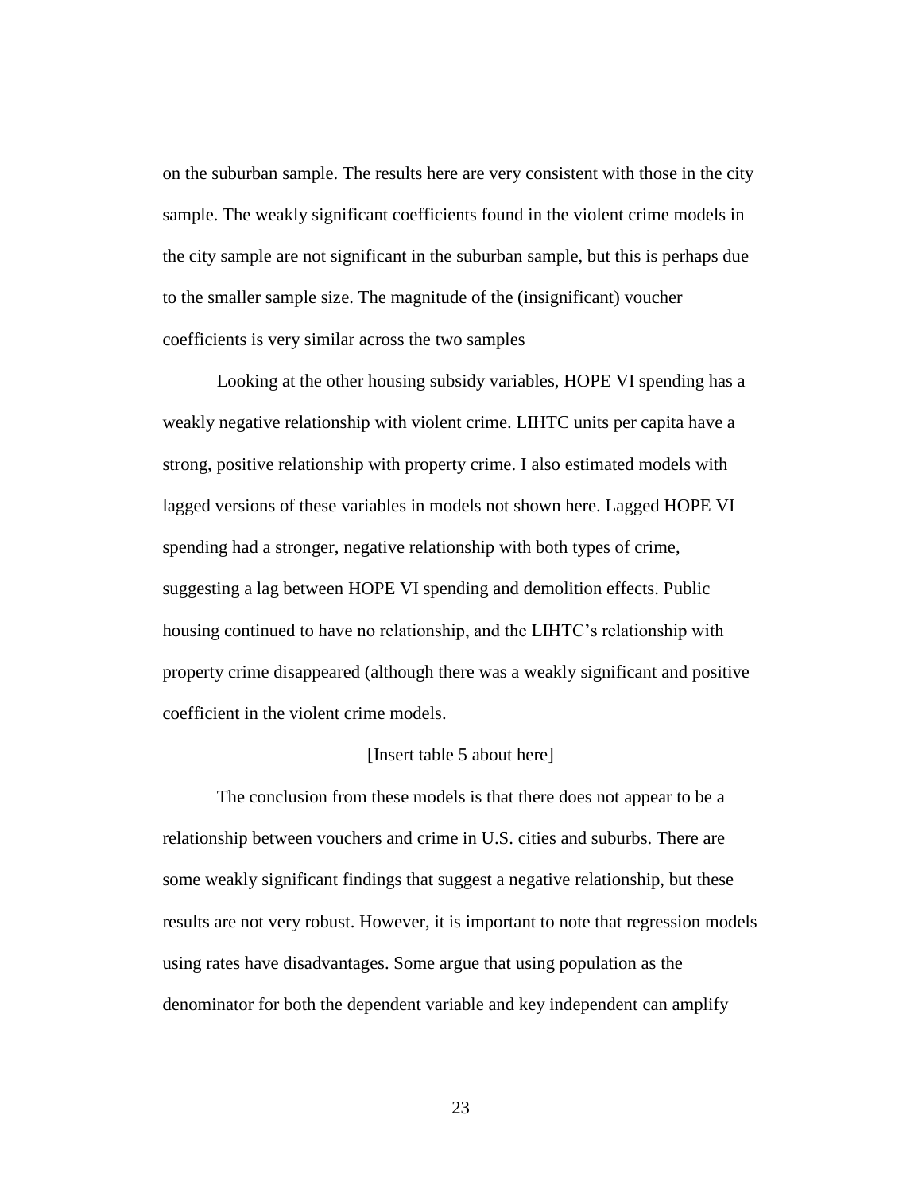on the suburban sample. The results here are very consistent with those in the city sample. The weakly significant coefficients found in the violent crime models in the city sample are not significant in the suburban sample, but this is perhaps due to the smaller sample size. The magnitude of the (insignificant) voucher coefficients is very similar across the two samples

Looking at the other housing subsidy variables, HOPE VI spending has a weakly negative relationship with violent crime. LIHTC units per capita have a strong, positive relationship with property crime. I also estimated models with lagged versions of these variables in models not shown here. Lagged HOPE VI spending had a stronger, negative relationship with both types of crime, suggesting a lag between HOPE VI spending and demolition effects. Public housing continued to have no relationship, and the LIHTC's relationship with property crime disappeared (although there was a weakly significant and positive coefficient in the violent crime models.

[Insert table 5 about here]

The conclusion from these models is that there does not appear to be a relationship between vouchers and crime in U.S. cities and suburbs. There are some weakly significant findings that suggest a negative relationship, but these results are not very robust. However, it is important to note that regression models using rates have disadvantages. Some argue that using population as the denominator for both the dependent variable and key independent can amplify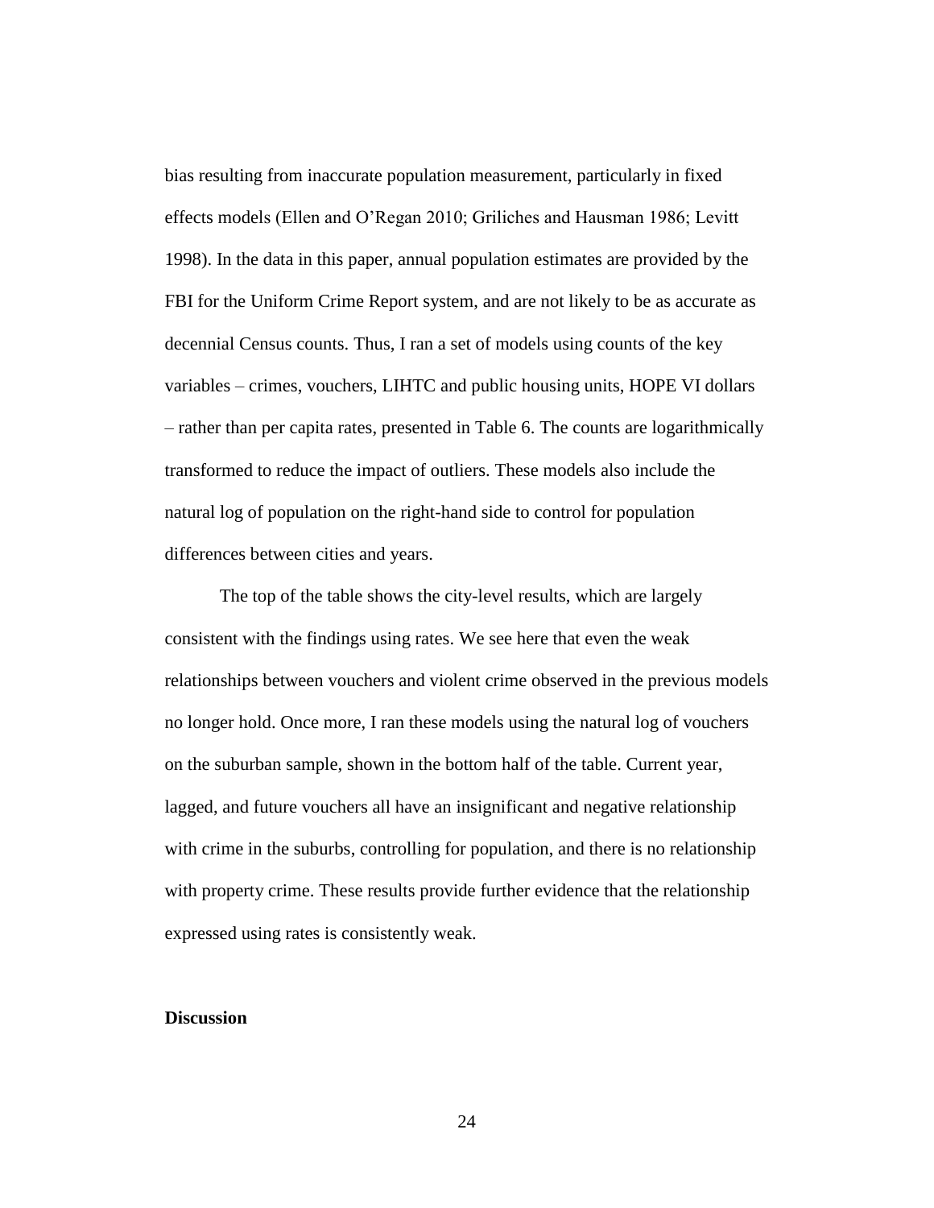bias resulting from inaccurate population measurement, particularly in fixed effects models (Ellen and O'Regan 2010; Griliches and Hausman 1986; Levitt 1998). In the data in this paper, annual population estimates are provided by the FBI for the Uniform Crime Report system, and are not likely to be as accurate as decennial Census counts. Thus, I ran a set of models using counts of the key variables – crimes, vouchers, LIHTC and public housing units, HOPE VI dollars – rather than per capita rates, presented in Table 6. The counts are logarithmically transformed to reduce the impact of outliers. These models also include the natural log of population on the right-hand side to control for population differences between cities and years.

The top of the table shows the city-level results, which are largely consistent with the findings using rates. We see here that even the weak relationships between vouchers and violent crime observed in the previous models no longer hold. Once more, I ran these models using the natural log of vouchers on the suburban sample, shown in the bottom half of the table. Current year, lagged, and future vouchers all have an insignificant and negative relationship with crime in the suburbs, controlling for population, and there is no relationship with property crime. These results provide further evidence that the relationship expressed using rates is consistently weak.

**Discussion**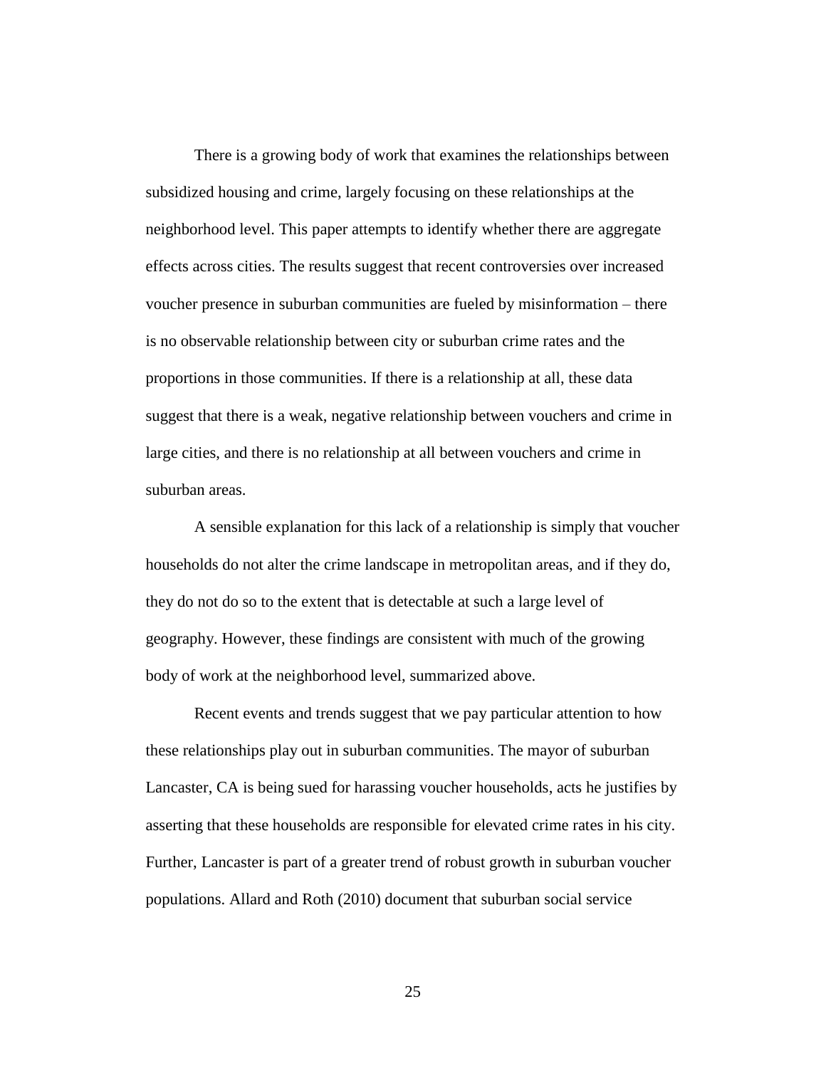There is a growing body of work that examines the relationships between subsidized housing and crime, largely focusing on these relationships at the neighborhood level. This paper attempts to identify whether there are aggregate effects across cities. The results suggest that recent controversies over increased voucher presence in suburban communities are fueled by misinformation – there is no observable relationship between city or suburban crime rates and the proportions in those communities. If there is a relationship at all, these data suggest that there is a weak, negative relationship between vouchers and crime in large cities, and there is no relationship at all between vouchers and crime in suburban areas.

A sensible explanation for this lack of a relationship is simply that voucher households do not alter the crime landscape in metropolitan areas, and if they do, they do not do so to the extent that is detectable at such a large level of geography. However, these findings are consistent with much of the growing body of work at the neighborhood level, summarized above.

Recent events and trends suggest that we pay particular attention to how these relationships play out in suburban communities. The mayor of suburban Lancaster, CA is being sued for harassing voucher households, acts he justifies by asserting that these households are responsible for elevated crime rates in his city. Further, Lancaster is part of a greater trend of robust growth in suburban voucher populations. Allard and Roth (2010) document that suburban social service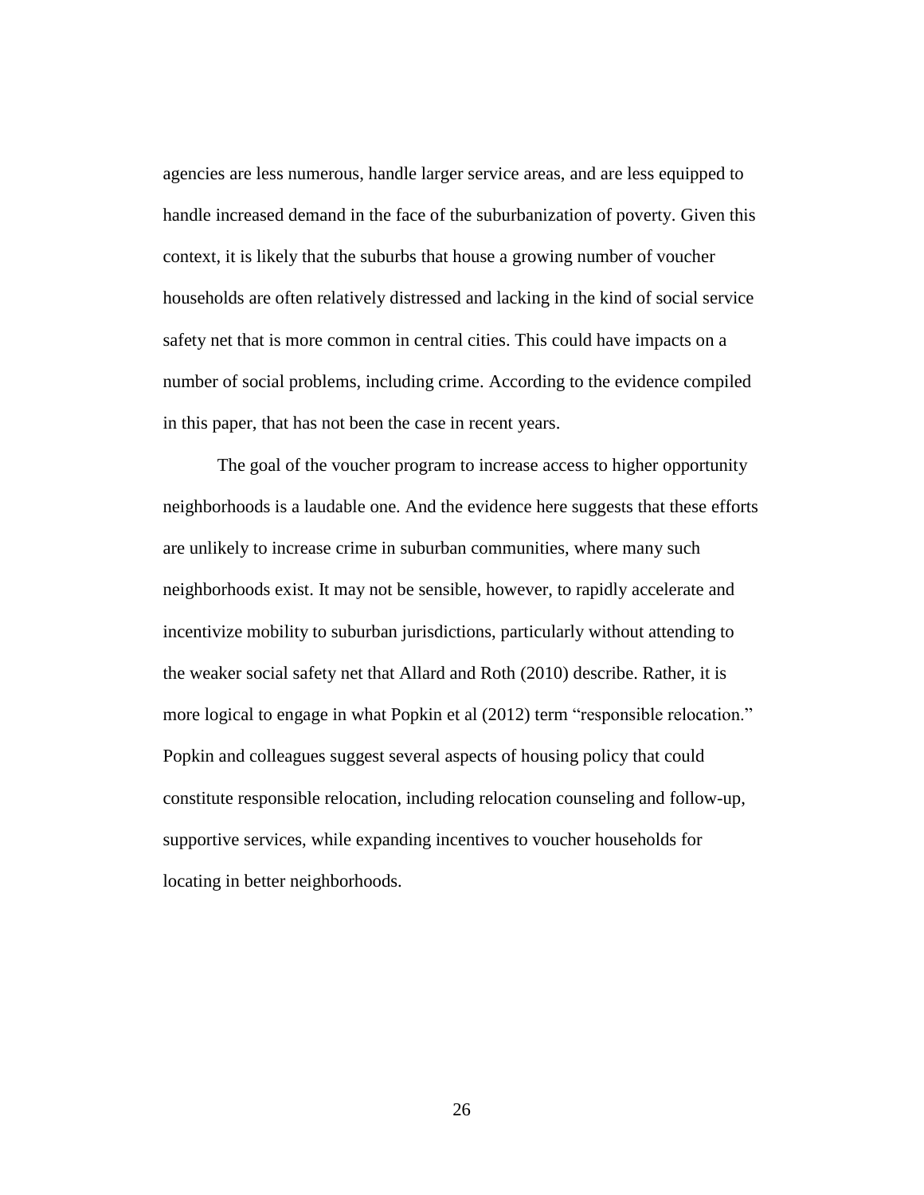agencies are less numerous, handle larger service areas, and are less equipped to handle increased demand in the face of the suburbanization of poverty. Given this context, it is likely that the suburbs that house a growing number of voucher households are often relatively distressed and lacking in the kind of social service safety net that is more common in central cities. This could have impacts on a number of social problems, including crime. According to the evidence compiled in this paper, that has not been the case in recent years.

The goal of the voucher program to increase access to higher opportunity neighborhoods is a laudable one. And the evidence here suggests that these efforts are unlikely to increase crime in suburban communities, where many such neighborhoods exist. It may not be sensible, however, to rapidly accelerate and incentivize mobility to suburban jurisdictions, particularly without attending to the weaker social safety net that Allard and Roth (2010) describe. Rather, it is more logical to engage in what Popkin et al (2012) term "responsible relocation." Popkin and colleagues suggest several aspects of housing policy that could constitute responsible relocation, including relocation counseling and follow-up, supportive services, while expanding incentives to voucher households for locating in better neighborhoods.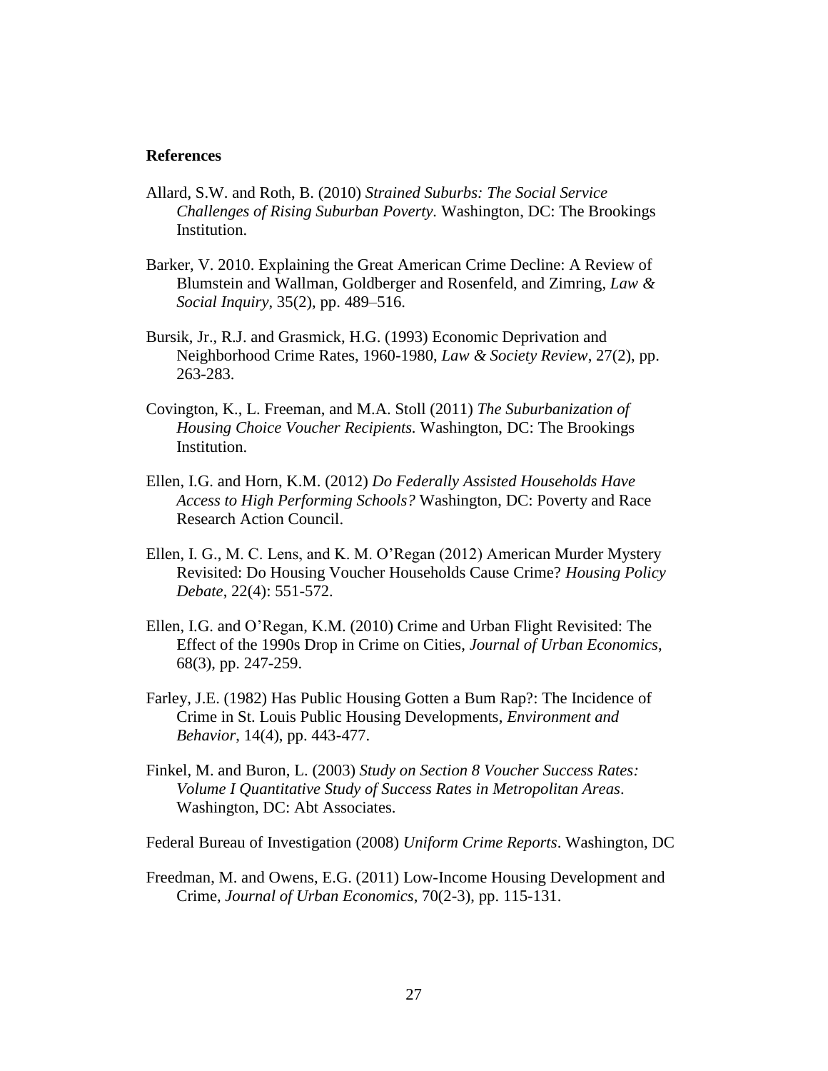**References**

Allard, S.W. and Roth, B. (2010) *Strained Suburbs: The Social Service Challenges of Rising Suburban Poverty.* Washington, DC: The Brookings Institution.

Barker, V. 2010. Explaining the Great American Crime Decline: A Review of Blumstein and Wallman, Goldberger and Rosenfeld, and Zimring, *Law & Social Inquiry*, 35(2), pp. 489–516.

Bursik, Jr., R.J. and Grasmick, H.G. (1993) Economic Deprivation and Neighborhood Crime Rates, 1960-1980, *Law & Society Review*, 27(2), pp. 263-283.

Covington, K., L. Freeman, and M.A. Stoll (2011) *The Suburbanization of Housing Choice Voucher Recipients.* Washington, DC: The Brookings Institution.

Ellen, I.G. and Horn, K.M. (2012) *Do Federally Assisted Households Have Access to High Performing Schools?* Washington, DC: Poverty and Race Research Action Council.

Ellen, I. G., M. C. Lens, and K. M. O'Regan (2012) American Murder Mystery Revisited: Do Housing Voucher Households Cause Crime? *Housing Policy Debate*, 22(4): 551-572.

Ellen, I.G. and O'Regan, K.M. (2010) Crime and Urban Flight Revisited: The Effect of the 1990s Drop in Crime on Cities, *Journal of Urban Economics*, 68(3), pp. 247-259.

Farley, J.E. (1982) Has Public Housing Gotten a Bum Rap?: The Incidence of Crime in St. Louis Public Housing Developments, *Environment and Behavior*, 14(4), pp. 443-477.

Finkel, M. and Buron, L. (2003) *Study on Section 8 Voucher Success Rates: Volume I Quantitative Study of Success Rates in Metropolitan Areas*. Washington, DC: Abt Associates.

Federal Bureau of Investigation (2008) *Uniform Crime Reports*. Washington, DC

Freedman, M. and Owens, E.G. (2011) Low-Income Housing Development and Crime, *Journal of Urban Economics*, 70(2-3), pp. 115-131.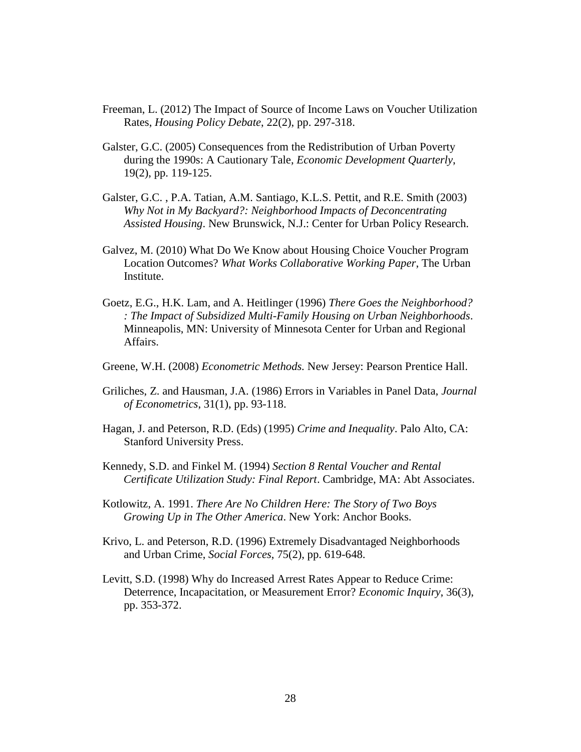Freeman, L. (2012) The Impact of Source of Income Laws on Voucher Utilization Rates, *Housing Policy Debate*, 22(2), pp. 297-318.

Galster, G.C. (2005) Consequences from the Redistribution of Urban Poverty during the 1990s: A Cautionary Tale, *Economic Development Quarterly*, 19(2), pp. 119-125.

Galster, G.C. , P.A. Tatian, A.M. Santiago, K.L.S. Pettit, and R.E. Smith (2003) *Why Not in My Backyard?: Neighborhood Impacts of Deconcentrating Assisted Housing*. New Brunswick, N.J.: Center for Urban Policy Research.

Galvez, M. (2010) What Do We Know about Housing Choice Voucher Program Location Outcomes? *What Works Collaborative Working Paper*, The Urban Institute.

Goetz, E.G., H.K. Lam, and A. Heitlinger (1996) *There Goes the Neighborhood? : The Impact of Subsidized Multi-Family Housing on Urban Neighborhoods*. Minneapolis, MN: University of Minnesota Center for Urban and Regional Affairs.

Greene, W.H. (2008) *Econometric Methods.* New Jersey: Pearson Prentice Hall.

Griliches, Z. and Hausman, J.A. (1986) Errors in Variables in Panel Data, *Journal of Econometrics*, 31(1), pp. 93-118.

Hagan, J. and Peterson, R.D. (Eds) (1995) *Crime and Inequality*. Palo Alto, CA: Stanford University Press.

Kennedy, S.D. and Finkel M. (1994) *Section 8 Rental Voucher and Rental Certificate Utilization Study: Final Report*. Cambridge, MA: Abt Associates.

Kotlowitz, A. 1991. *There Are No Children Here: The Story of Two Boys Growing Up in The Other America*. New York: Anchor Books.

Krivo, L. and Peterson, R.D. (1996) Extremely Disadvantaged Neighborhoods and Urban Crime, *Social Forces*, 75(2), pp. 619-648.

Levitt, S.D. (1998) Why do Increased Arrest Rates Appear to Reduce Crime: Deterrence, Incapacitation, or Measurement Error? *Economic Inquiry*, 36(3), pp. 353-372.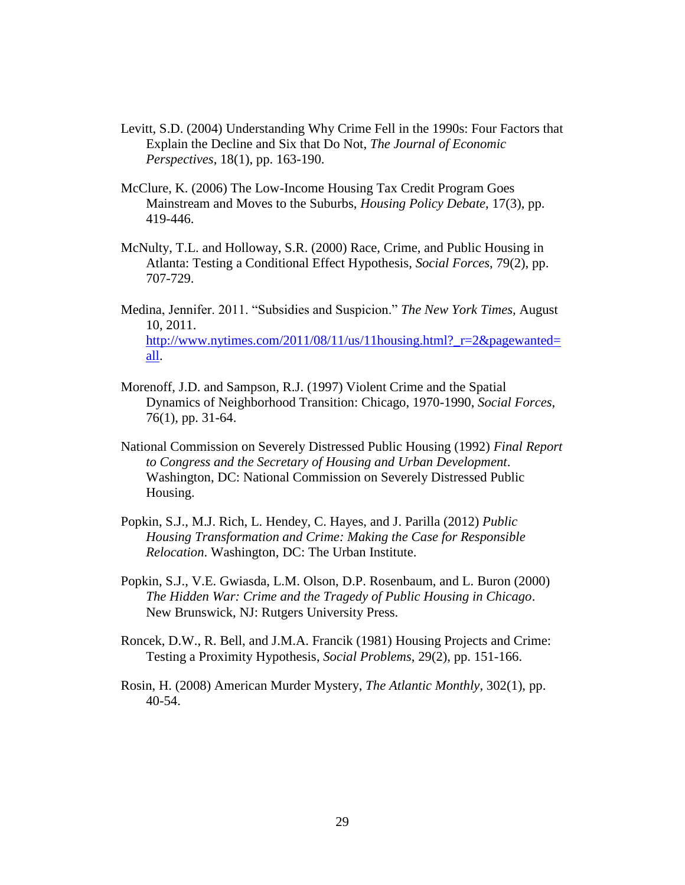Levitt, S.D. (2004) Understanding Why Crime Fell in the 1990s: Four Factors that Explain the Decline and Six that Do Not, *The Journal of Economic Perspectives*, 18(1), pp. 163-190.

McClure, K. (2006) The Low-Income Housing Tax Credit Program Goes Mainstream and Moves to the Suburbs, *Housing Policy Debate*, 17(3), pp. 419-446.

McNulty, T.L. and Holloway, S.R. (2000) Race, Crime, and Public Housing in Atlanta: Testing a Conditional Effect Hypothesis, *Social Forces*, 79(2), pp. 707-729.

Medina, Jennifer. 2011. "Subsidies and Suspicion." *The New York Times*, August 10, 2011. [http://www.nytimes.com/2011/08/11/us/11housing.html?_r=2&pagewanted=all](http://www.nytimes.com/2011/08/11/us/11housing.html?_r=2&pagewanted=all).

Morenoff, J.D. and Sampson, R.J. (1997) Violent Crime and the Spatial Dynamics of Neighborhood Transition: Chicago, 1970-1990, *Social Forces*, 76(1), pp. 31-64.

National Commission on Severely Distressed Public Housing (1992) *Final Report to Congress and the Secretary of Housing and Urban Development*. Washington, DC: National Commission on Severely Distressed Public Housing.

Popkin, S.J., M.J. Rich, L. Hendey, C. Hayes, and J. Parilla (2012) *Public Housing Transformation and Crime: Making the Case for Responsible Relocation*. Washington, DC: The Urban Institute.

Popkin, S.J., V.E. Gwiasda, L.M. Olson, D.P. Rosenbaum, and L. Buron (2000) *The Hidden War: Crime and the Tragedy of Public Housing in Chicago*. New Brunswick, NJ: Rutgers University Press.

Roncek, D.W., R. Bell, and J.M.A. Francik (1981) Housing Projects and Crime: Testing a Proximity Hypothesis, *Social Problems*, 29(2), pp. 151-166.

Rosin, H. (2008) American Murder Mystery, *The Atlantic Monthly*, 302(1), pp. 40-54.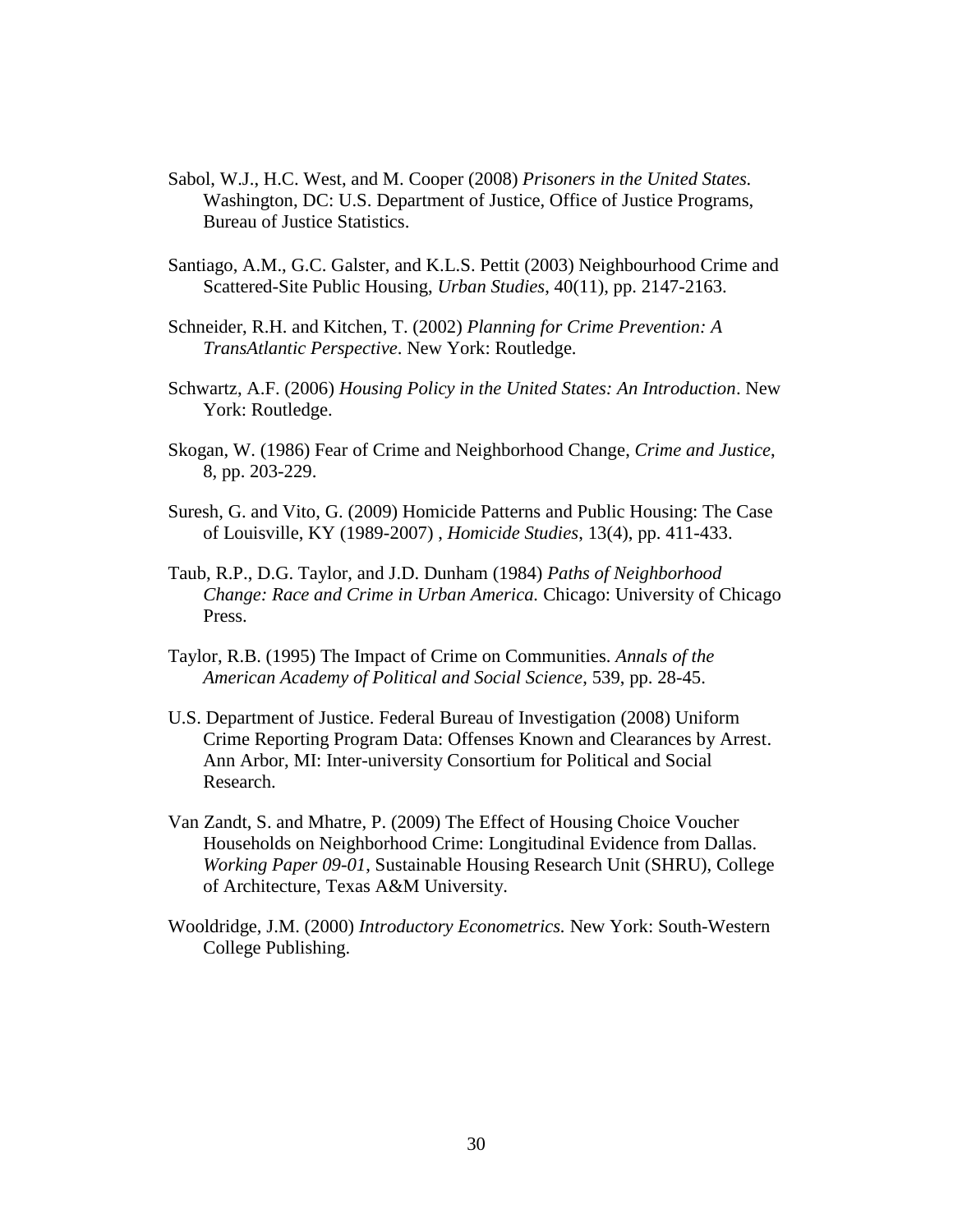Sabol, W.J., H.C. West, and M. Cooper (2008) *Prisoners in the United States.* Washington, DC: U.S. Department of Justice, Office of Justice Programs, Bureau of Justice Statistics.

Santiago, A.M., G.C. Galster, and K.L.S. Pettit (2003) Neighbourhood Crime and Scattered-Site Public Housing, *Urban Studies*, 40(11), pp. 2147-2163.

Schneider, R.H. and Kitchen, T. (2002) *Planning for Crime Prevention: A TransAtlantic Perspective*. New York: Routledge.

Schwartz, A.F. (2006) *Housing Policy in the United States: An Introduction*. New York: Routledge.

Skogan, W. (1986) Fear of Crime and Neighborhood Change, *Crime and Justice*, 8, pp. 203-229.

Suresh, G. and Vito, G. (2009) Homicide Patterns and Public Housing: The Case of Louisville, KY (1989-2007) , *Homicide Studies*, 13(4), pp. 411-433.

Taub, R.P., D.G. Taylor, and J.D. Dunham (1984) *Paths of Neighborhood Change: Race and Crime in Urban America.* Chicago: University of Chicago Press.

Taylor, R.B. (1995) The Impact of Crime on Communities. *Annals of the American Academy of Political and Social Science*, 539, pp. 28-45.

U.S. Department of Justice. Federal Bureau of Investigation (2008) Uniform Crime Reporting Program Data: Offenses Known and Clearances by Arrest. Ann Arbor, MI: Inter-university Consortium for Political and Social Research.

Van Zandt, S. and Mhatre, P. (2009) The Effect of Housing Choice Voucher Households on Neighborhood Crime: Longitudinal Evidence from Dallas. *Working Paper 09-01*, Sustainable Housing Research Unit (SHRU), College of Architecture, Texas A&M University.

Wooldridge, J.M. (2000) *Introductory Econometrics.* New York: South-Western College Publishing.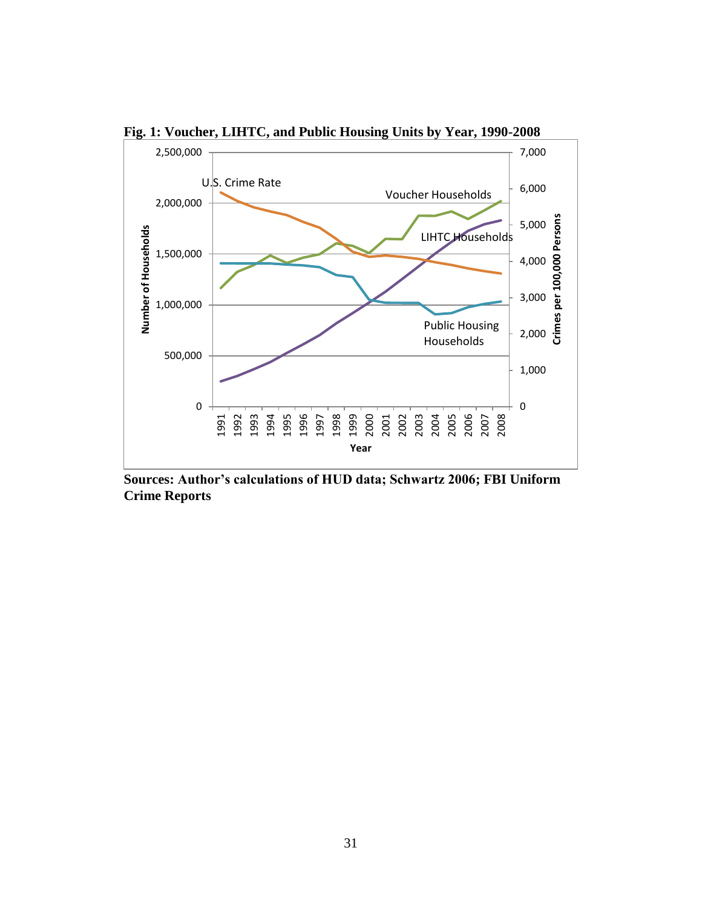**Fig. 1: Voucher, LIHTC, and Public Housing Units by Year, 1990-2008**

**Sources: Author's calculations of HUD data; Schwartz 2006; FBI Uniform Crime Reports**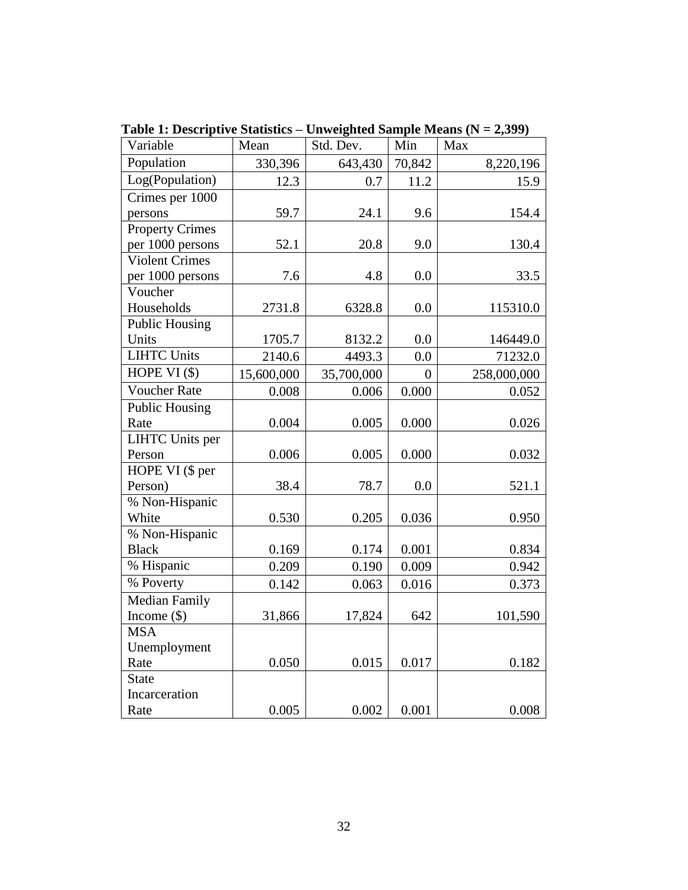**Table 1: Descriptive Statistics – Unweighted Sample Means (N = 2,399)**

| Variable | Mean | Std. Dev. | Min | Max |
|---|---|---|---|---|
| Population | 330,396 | 643,430 | 70,842 | 8,220,196 |
| Log(Population) | 12.3 | 0.7 | 11.2 | 15.9 |
| Crimes per 1000 persons | 59.7 | 24.1 | 9.6 | 154.4 |
| Property Crimes per 1000 persons | 52.1 | 20.8 | 9.0 | 130.4 |
| Violent Crimes per 1000 persons | 7.6 | 4.8 | 0.0 | 33.5 |
| Voucher Households | 2731.8 | 6328.8 | 0.0 | 115310.0 |
| Public Housing Units | 1705.7 | 8132.2 | 0.0 | 146449.0 |
| LIHTC Units | 2140.6 | 4493.3 | 0.0 | 71232.0 |
| HOPE VI ($) | 15,600,000 | 35,700,000 | 0 | 258,000,000 |
| Voucher Rate | 0.008 | 0.006 | 0.000 | 0.052 |
| Public Housing Rate | 0.004 | 0.005 | 0.000 | 0.026 |
| LIHTC Units per Person | 0.006 | 0.005 | 0.000 | 0.032 |
| HOPE VI ($ per Person) | 38.4 | 78.7 | 0.0 | 521.1 |
| % Non-Hispanic White | 0.530 | 0.205 | 0.036 | 0.950 |
| % Non-Hispanic Black | 0.169 | 0.174 | 0.001 | 0.834 |
| % Hispanic | 0.209 | 0.190 | 0.009 | 0.942 |
| % Poverty | 0.142 | 0.063 | 0.016 | 0.373 |
| Median Family Income ($) | 31,866 | 17,824 | 642 | 101,590 |
| MSA Unemployment Rate | 0.050 | 0.015 | 0.017 | 0.182 |
| State Incarceration Rate | 0.005 | 0.002 | 0.001 | 0.008 |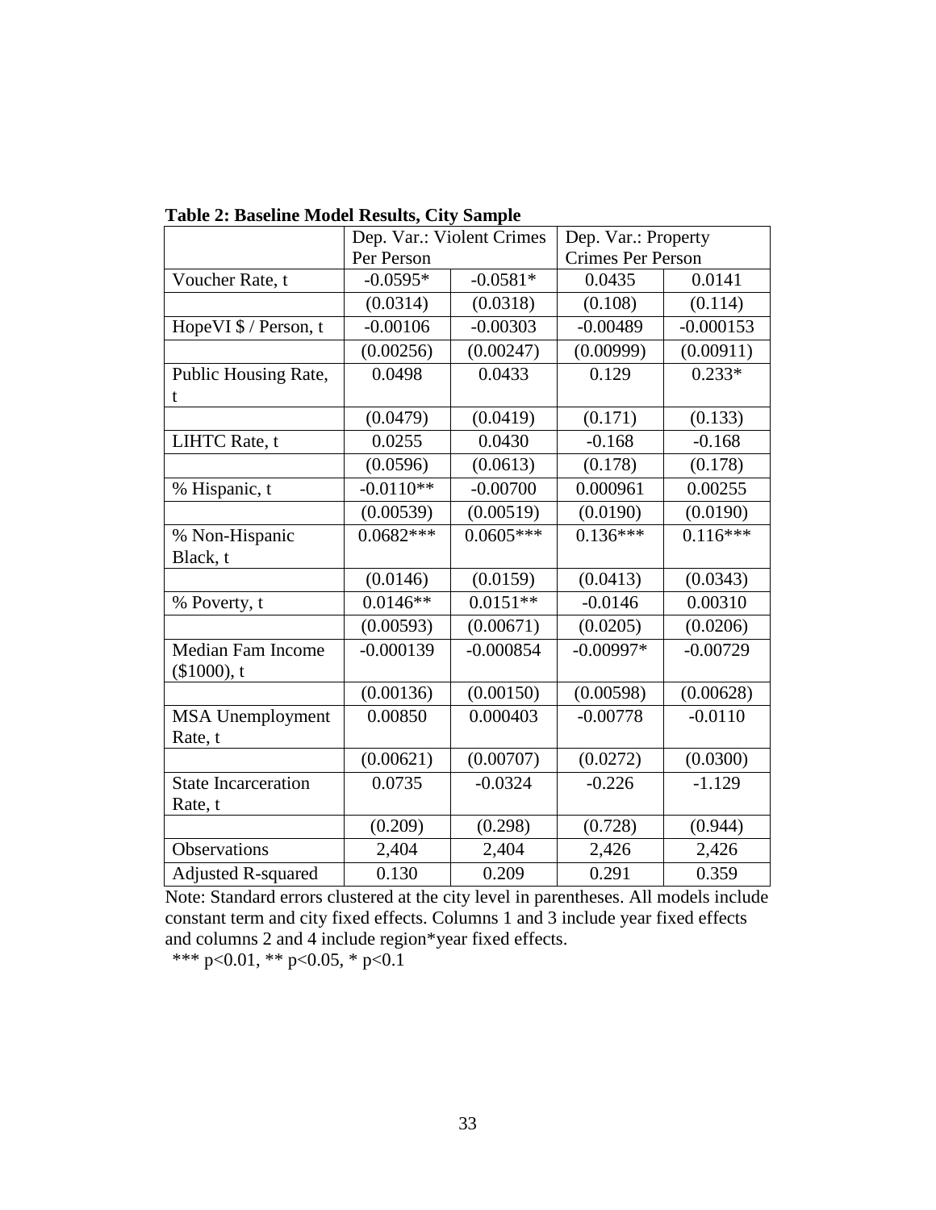**Table 2: Baseline Model Results, City Sample**

| | Dep. Var.: Violent Crimes Per Person | | Dep. Var.: Property Crimes Per Person | |
|---|---|---|---|---|
| Voucher Rate, t | -0.0595* | -0.0581* | 0.0435 | 0.0141 |
| | (0.0314) | (0.0318) | (0.108) | (0.114) |
| HopeVI $ / Person, t | -0.00106 | -0.00303 | -0.00489 | -0.000153 |
| | (0.00256) | (0.00247) | (0.00999) | (0.00911) |
| Public Housing Rate, t | 0.0498 | 0.0433 | 0.129 | 0.233* |
| | (0.0479) | (0.0419) | (0.171) | (0.133) |
| LIHTC Rate, t | 0.0255 | 0.0430 | -0.168 | -0.168 |
| | (0.0596) | (0.0613) | (0.178) | (0.178) |
| % Hispanic, t | -0.0110** | -0.00700 | 0.000961 | 0.00255 |
| | (0.00539) | (0.00519) | (0.0190) | (0.0190) |
| % Non-Hispanic Black, t | 0.0682*** | 0.0605*** | 0.136*** | 0.116*** |
| | (0.0146) | (0.0159) | (0.0413) | (0.0343) |
| % Poverty, t | 0.0146** | 0.0151** | -0.0146 | 0.00310 |
| | (0.00593) | (0.00671) | (0.0205) | (0.0206) |
| Median Fam Income ($1000), t | -0.000139 | -0.000854 | -0.00997* | -0.00729 |
| | (0.00136) | (0.00150) | (0.00598) | (0.00628) |
| MSA Unemployment Rate, t | 0.00850 | 0.000403 | -0.00778 | -0.0110 |
| | (0.00621) | (0.00707) | (0.0272) | (0.0300) |
| State Incarceration Rate, t | 0.0735 | -0.0324 | -0.226 | -1.129 |
| | (0.209) | (0.298) | (0.728) | (0.944) |
| Observations | 2,404 | 2,404 | 2,426 | 2,426 |
| Adjusted R-squared | 0.130 | 0.209 | 0.291 | 0.359 |

Note: Standard errors clustered at the city level in parentheses. All models include constant term and city fixed effects. Columns 1 and 3 include year fixed effects and columns 2 and 4 include region*year fixed effects.

*** p<0.01, ** p<0.05, * p<0.1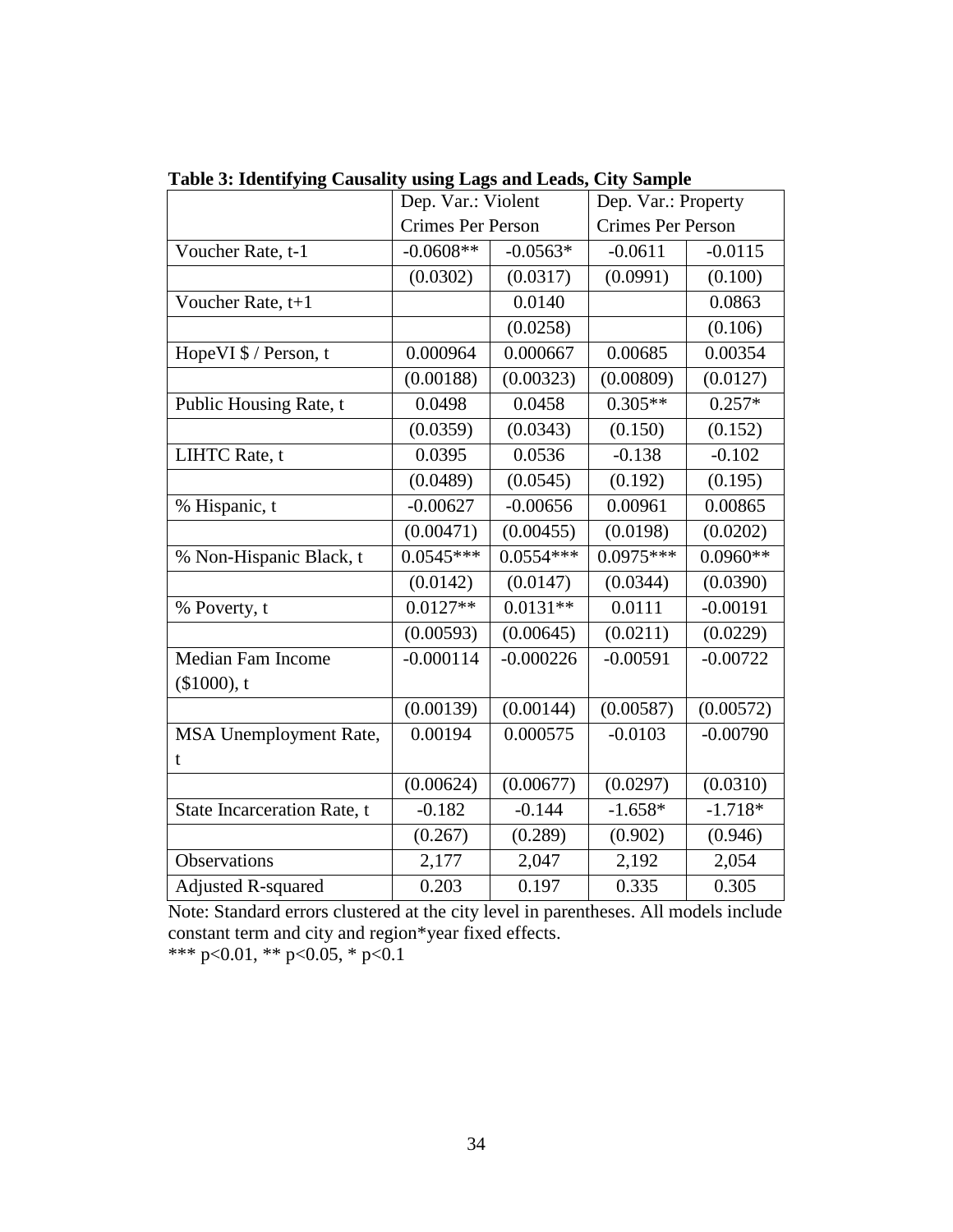**Table 3: Identifying Causality using Lags and Leads, City Sample**

| | Dep. Var.: Violent Crimes Per Person | | Dep. Var.: Property Crimes Per Person | |
|---|---|---|---|---|
| Voucher Rate, t-1 | -0.0608** | -0.0563* | -0.0611 | -0.0115 |
| | (0.0302) | (0.0317) | (0.0991) | (0.100) |
| Voucher Rate, t+1 | | 0.0140 | | 0.0863 |
| | | (0.0258) | | (0.106) |
| HopeVI $ / Person, t | 0.000964 | 0.000667 | 0.00685 | 0.00354 |
| | (0.00188) | (0.00323) | (0.00809) | (0.0127) |
| Public Housing Rate, t | 0.0498 | 0.0458 | 0.305** | 0.257* |
| | (0.0359) | (0.0343) | (0.150) | (0.152) |
| LIHTC Rate, t | 0.0395 | 0.0536 | -0.138 | -0.102 |
| | (0.0489) | (0.0545) | (0.192) | (0.195) |
| % Hispanic, t | -0.00627 | -0.00656 | 0.00961 | 0.00865 |
| | (0.00471) | (0.00455) | (0.0198) | (0.0202) |
| % Non-Hispanic Black, t | 0.0545*** | 0.0554*** | 0.0975*** | 0.0960** |
| | (0.0142) | (0.0147) | (0.0344) | (0.0390) |
| % Poverty, t | 0.0127** | 0.0131** | 0.0111 | -0.00191 |
| | (0.00593) | (0.00645) | (0.0211) | (0.0229) |
| Median Fam Income ($1000), t | -0.000114 | -0.000226 | -0.00591 | -0.00722 |
| | (0.00139) | (0.00144) | (0.00587) | (0.00572) |
| MSA Unemployment Rate, t | 0.00194 | 0.000575 | -0.0103 | -0.00790 |
| | (0.00624) | (0.00677) | (0.0297) | (0.0310) |
| State Incarceration Rate, t | -0.182 | -0.144 | -1.658* | -1.718* |
| | (0.267) | (0.289) | (0.902) | (0.946) |
| Observations | 2,177 | 2,047 | 2,192 | 2,054 |
| Adjusted R-squared | 0.203 | 0.197 | 0.335 | 0.305 |

Note: Standard errors clustered at the city level in parentheses. All models include constant term and city and region*year fixed effects.
*** p<0.01, ** p<0.05, * p<0.1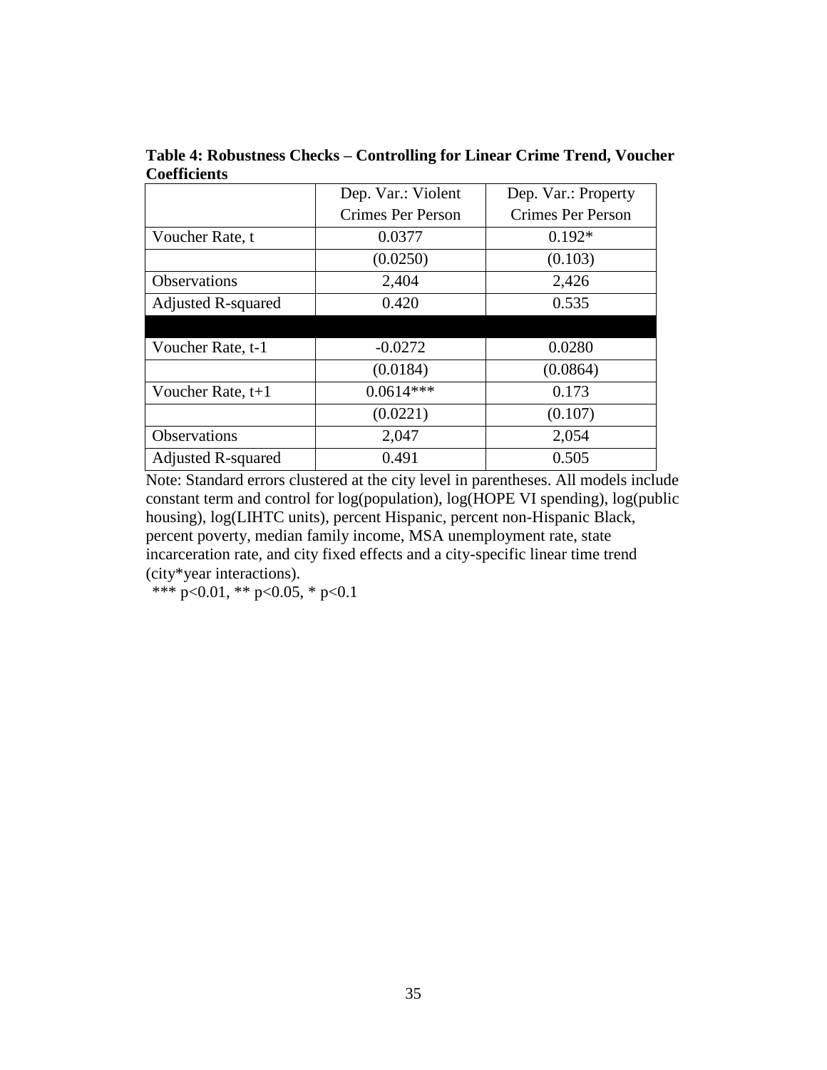**Table 4: Robustness Checks – Controlling for Linear Crime Trend, Voucher Coefficients**

| | Dep. Var.: Violent Crimes Per Person | Dep. Var.: Property Crimes Per Person |
|---|---|---|
| Voucher Rate, t | 0.0377 | 0.192* |
| | (0.0250) | (0.103) |
| Observations | 2,404 | 2,426 |
| Adjusted R-squared | 0.420 | 0.535 |
| | | |
| Voucher Rate, t-1 | -0.0272 | 0.0280 |
| | (0.0184) | (0.0864) |
| Voucher Rate, t+1 | 0.0614*** | 0.173 |
| | (0.0221) | (0.107) |
| Observations | 2,047 | 2,054 |
| Adjusted R-squared | 0.491 | 0.505 |

Note: Standard errors clustered at the city level in parentheses. All models include constant term and control for log(population), log(HOPE VI spending), log(public housing), log(LIHTC units), percent Hispanic, percent non-Hispanic Black, percent poverty, median family income, MSA unemployment rate, state incarceration rate, and city fixed effects and a city-specific linear time trend (city*year interactions).

*** p<0.01, ** p<0.05, * p<0.1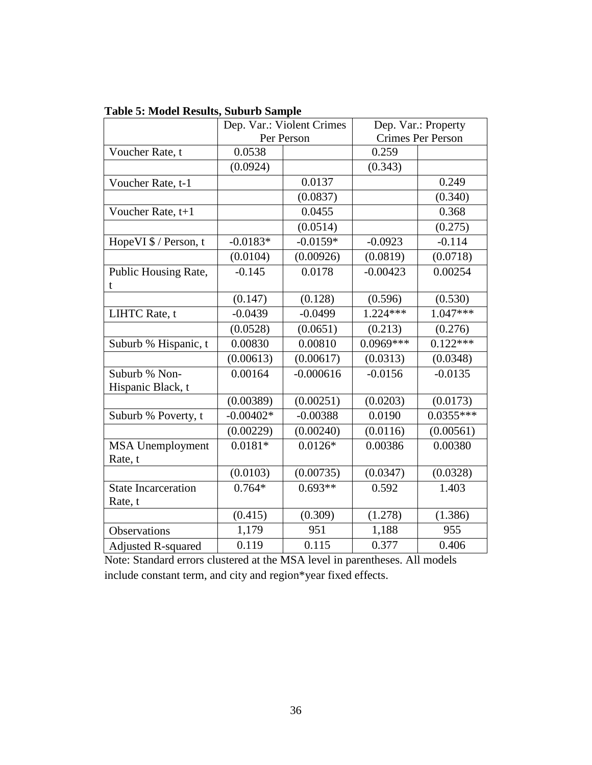**Table 5: Model Results, Suburb Sample**

| | Dep. Var.: Violent Crimes Per Person | | Dep. Var.: Property Crimes Per Person | |
|---|---|---|---|---|
| Voucher Rate, t | 0.0538 | | 0.259 | |
| | (0.0924) | | (0.343) | |
| Voucher Rate, t-1 | | 0.0137 | | 0.249 |
| | | (0.0837) | | (0.340) |
| Voucher Rate, t+1 | | 0.0455 | | 0.368 |
| | | (0.0514) | | (0.275) |
| HopeVI $ / Person, t | -0.0183* | -0.0159* | -0.0923 | -0.114 |
| | (0.0104) | (0.00926) | (0.0819) | (0.0718) |
| Public Housing Rate, t | -0.145 | 0.0178 | -0.00423 | 0.00254 |
| | (0.147) | (0.128) | (0.596) | (0.530) |
| LIHTC Rate, t | -0.0439 | -0.0499 | 1.224*** | 1.047*** |
| | (0.0528) | (0.0651) | (0.213) | (0.276) |
| Suburb % Hispanic, t | 0.00830 | 0.00810 | 0.0969*** | 0.122*** |
| | (0.00613) | (0.00617) | (0.0313) | (0.0348) |
| Suburb % Non-Hispanic Black, t | 0.00164 | -0.000616 | -0.0156 | -0.0135 |
| | (0.00389) | (0.00251) | (0.0203) | (0.0173) |
| Suburb % Poverty, t | -0.00402* | -0.00388 | 0.0190 | 0.0355*** |
| | (0.00229) | (0.00240) | (0.0116) | (0.00561) |
| MSA Unemployment Rate, t | 0.0181* | 0.0126* | 0.00386 | 0.00380 |
| | (0.0103) | (0.00735) | (0.0347) | (0.0328) |
| State Incarceration Rate, t | 0.764* | 0.693** | 0.592 | 1.403 |
| | (0.415) | (0.309) | (1.278) | (1.386) |
| Observations | 1,179 | 951 | 1,188 | 955 |
| Adjusted R-squared | 0.119 | 0.115 | 0.377 | 0.406 |

Note: Standard errors clustered at the MSA level in parentheses. All models include constant term, and city and region*year fixed effects.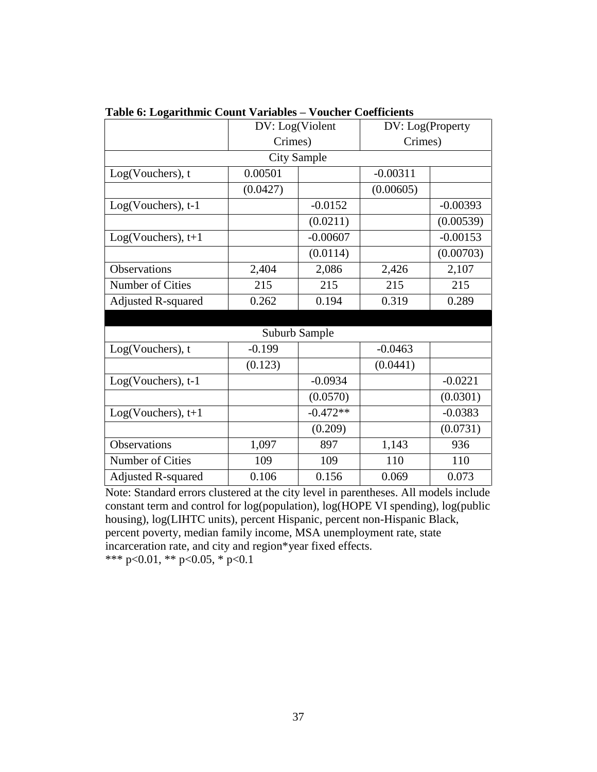**Table 6: Logarithmic Count Variables – Voucher Coefficients**

| | DV: Log(Violent Crimes) | | DV: Log(Property Crimes) | |
|---|---|---|---|---|
| City Sample | | | | |
| Log(Vouchers), t | 0.00501 | | -0.00311 | |
| | (0.0427) | | (0.00605) | |
| Log(Vouchers), t-1 | | -0.0152 | | -0.00393 |
| | | (0.0211) | | (0.00539) |
| Log(Vouchers), t+1 | | -0.00607 | | -0.00153 |
| | | (0.0114) | | (0.00703) |
| Observations | 2,404 | 2,086 | 2,426 | 2,107 |
| Number of Cities | 215 | 215 | 215 | 215 |
| Adjusted R-squared | 0.262 | 0.194 | 0.319 | 0.289 |
| Suburb Sample | | | | |
| Log(Vouchers), t | -0.199 | | -0.0463 | |
| | (0.123) | | (0.0441) | |
| Log(Vouchers), t-1 | | -0.0934 | | -0.0221 |
| | | (0.0570) | | (0.0301) |
| Log(Vouchers), t+1 | | -0.472** | | -0.0383 |
| | | (0.209) | | (0.0731) |
| Observations | 1,097 | 897 | 1,143 | 936 |
| Number of Cities | 109 | 109 | 110 | 110 |
| Adjusted R-squared | 0.106 | 0.156 | 0.069 | 0.073 |

Note: Standard errors clustered at the city level in parentheses. All models include constant term and control for log(population), log(HOPE VI spending), log(public housing), log(LIHTC units), percent Hispanic, percent non-Hispanic Black, percent poverty, median family income, MSA unemployment rate, state incarceration rate, and city and region*year fixed effects.
*** p<0.01, ** p<0.05, * p<0.1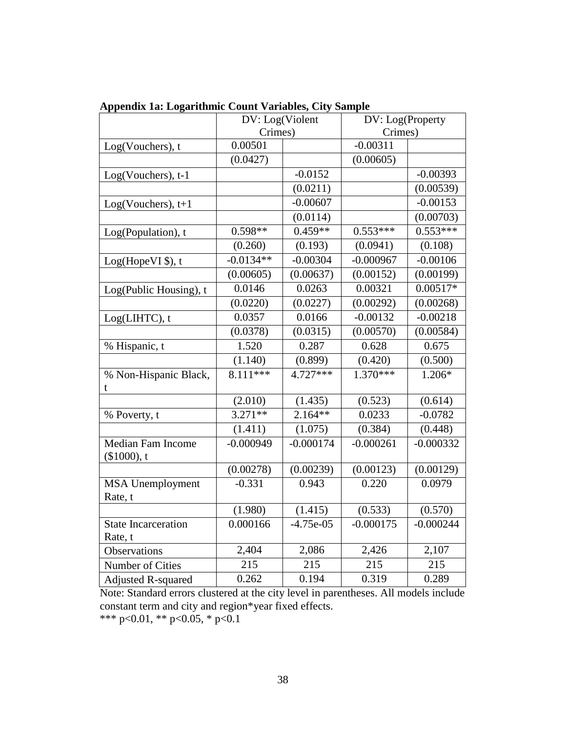**Appendix 1a: Logarithmic Count Variables, City Sample**

| | DV: Log(Violent Crimes) | | DV: Log(Property Crimes) | |
|---|---|---|---|---|
| Log(Vouchers), t | 0.00501 | | -0.00311 | |
| | (0.0427) | | (0.00605) | |
| Log(Vouchers), t-1 | | -0.0152 | | -0.00393 |
| | | (0.0211) | | (0.00539) |
| Log(Vouchers), t+1 | | -0.00607 | | -0.00153 |
| | | (0.0114) | | (0.00703) |
| Log(Population), t | 0.598** | 0.459** | 0.553*** | 0.553*** |
| | (0.260) | (0.193) | (0.0941) | (0.108) |
| Log(HopeVI $), t | -0.0134** | -0.00304 | -0.000967 | -0.00106 |
| | (0.00605) | (0.00637) | (0.00152) | (0.00199) |
| Log(Public Housing), t | 0.0146 | 0.0263 | 0.00321 | 0.00517* |
| | (0.0220) | (0.0227) | (0.00292) | (0.00268) |
| Log(LIHTC), t | 0.0357 | 0.0166 | -0.00132 | -0.00218 |
| | (0.0378) | (0.0315) | (0.00570) | (0.00584) |
| % Hispanic, t | 1.520 | 0.287 | 0.628 | 0.675 |
| | (1.140) | (0.899) | (0.420) | (0.500) |
| % Non-Hispanic Black, t | 8.111*** | 4.727*** | 1.370*** | 1.206* |
| | (2.010) | (1.435) | (0.523) | (0.614) |
| % Poverty, t | 3.271** | 2.164** | 0.0233 | -0.0782 |
| | (1.411) | (1.075) | (0.384) | (0.448) |
| Median Fam Income ($1000), t | -0.000949 | -0.000174 | -0.000261 | -0.000332 |
| | (0.00278) | (0.00239) | (0.00123) | (0.00129) |
| MSA Unemployment Rate, t | -0.331 | 0.943 | 0.220 | 0.0979 |
| | (1.980) | (1.415) | (0.533) | (0.570) |
| State Incarceration Rate, t | 0.000166 | -4.75e-05 | -0.000175 | -0.000244 |
| Observations | 2,404 | 2,086 | 2,426 | 2,107 |
| Number of Cities | 215 | 215 | 215 | 215 |
| Adjusted R-squared | 0.262 | 0.194 | 0.319 | 0.289 |

Note: Standard errors clustered at the city level in parentheses. All models include constant term and city and region*year fixed effects.
*** p<0.01, ** p<0.05, * p<0.1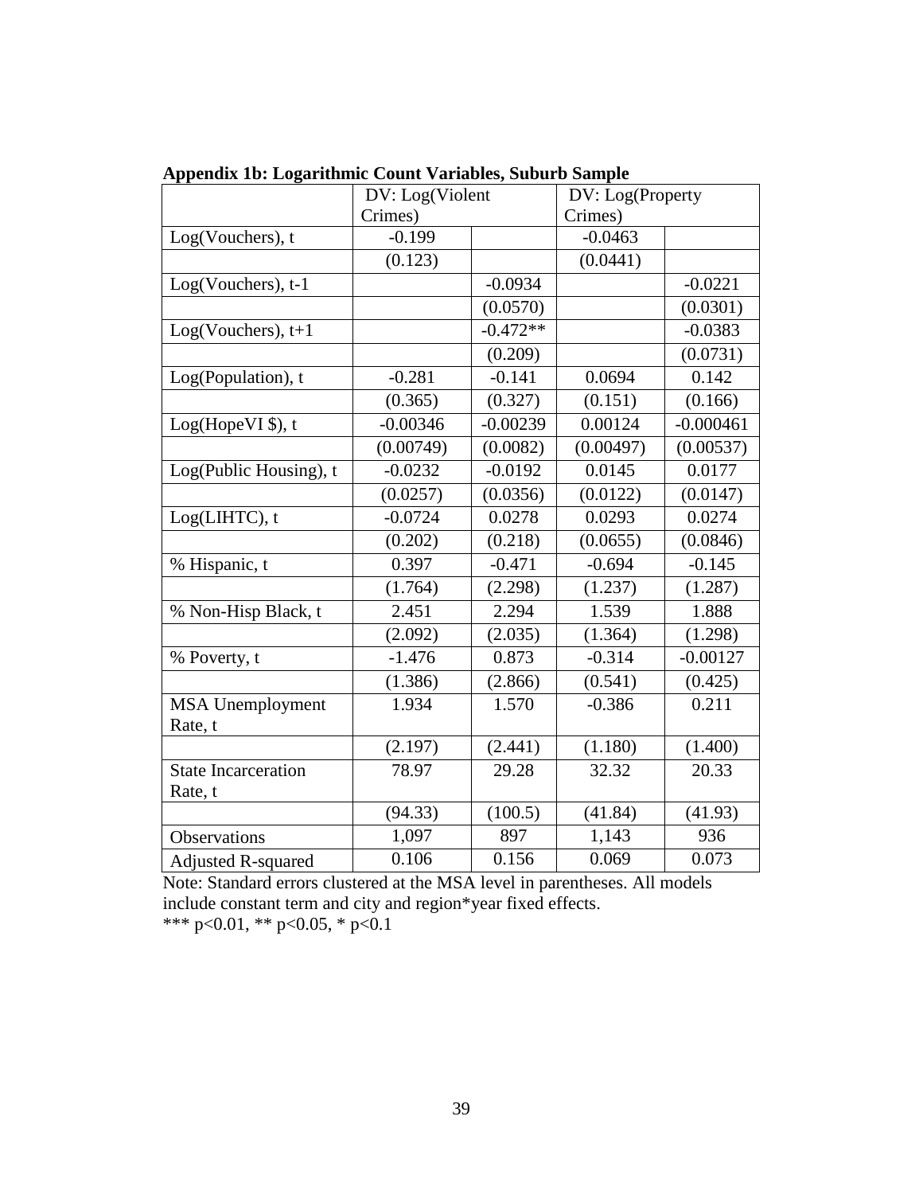**Appendix 1b: Logarithmic Count Variables, Suburb Sample**

| | DV: Log(Violent Crimes) | | DV: Log(Property Crimes) | |
|---|---|---|---|---|
| Log(Vouchers), t | -0.199 | | -0.0463 | |
| | (0.123) | | (0.0441) | |
| Log(Vouchers), t-1 | | -0.0934 | | -0.0221 |
| | | (0.0570) | | (0.0301) |
| Log(Vouchers), t+1 | | -0.472** | | -0.0383 |
| | | (0.209) | | (0.0731) |
| Log(Population), t | -0.281 | -0.141 | 0.0694 | 0.142 |
| | (0.365) | (0.327) | (0.151) | (0.166) |
| Log(HopeVI $), t | -0.00346 | -0.00239 | 0.00124 | -0.000461 |
| | (0.00749) | (0.0082) | (0.00497) | (0.00537) |
| Log(Public Housing), t | -0.0232 | -0.0192 | 0.0145 | 0.0177 |
| | (0.0257) | (0.0356) | (0.0122) | (0.0147) |
| Log(LIHTC), t | -0.0724 | 0.0278 | 0.0293 | 0.0274 |
| | (0.202) | (0.218) | (0.0655) | (0.0846) |
| % Hispanic, t | 0.397 | -0.471 | -0.694 | -0.145 |
| | (1.764) | (2.298) | (1.237) | (1.287) |
| % Non-Hisp Black, t | 2.451 | 2.294 | 1.539 | 1.888 |
| | (2.092) | (2.035) | (1.364) | (1.298) |
| % Poverty, t | -1.476 | 0.873 | -0.314 | -0.00127 |
| | (1.386) | (2.866) | (0.541) | (0.425) |
| MSA Unemployment Rate, t | 1.934 | 1.570 | -0.386 | 0.211 |
| | (2.197) | (2.441) | (1.180) | (1.400) |
| State Incarceration Rate, t | 78.97 | 29.28 | 32.32 | 20.33 |
| | (94.33) | (100.5) | (41.84) | (41.93) |
| Observations | 1,097 | 897 | 1,143 | 936 |
| Adjusted R-squared | 0.106 | 0.156 | 0.069 | 0.073 |

Note: Standard errors clustered at the MSA level in parentheses. All models include constant term and city and region*year fixed effects.
*** p<0.01, ** p<0.05, * p<0.1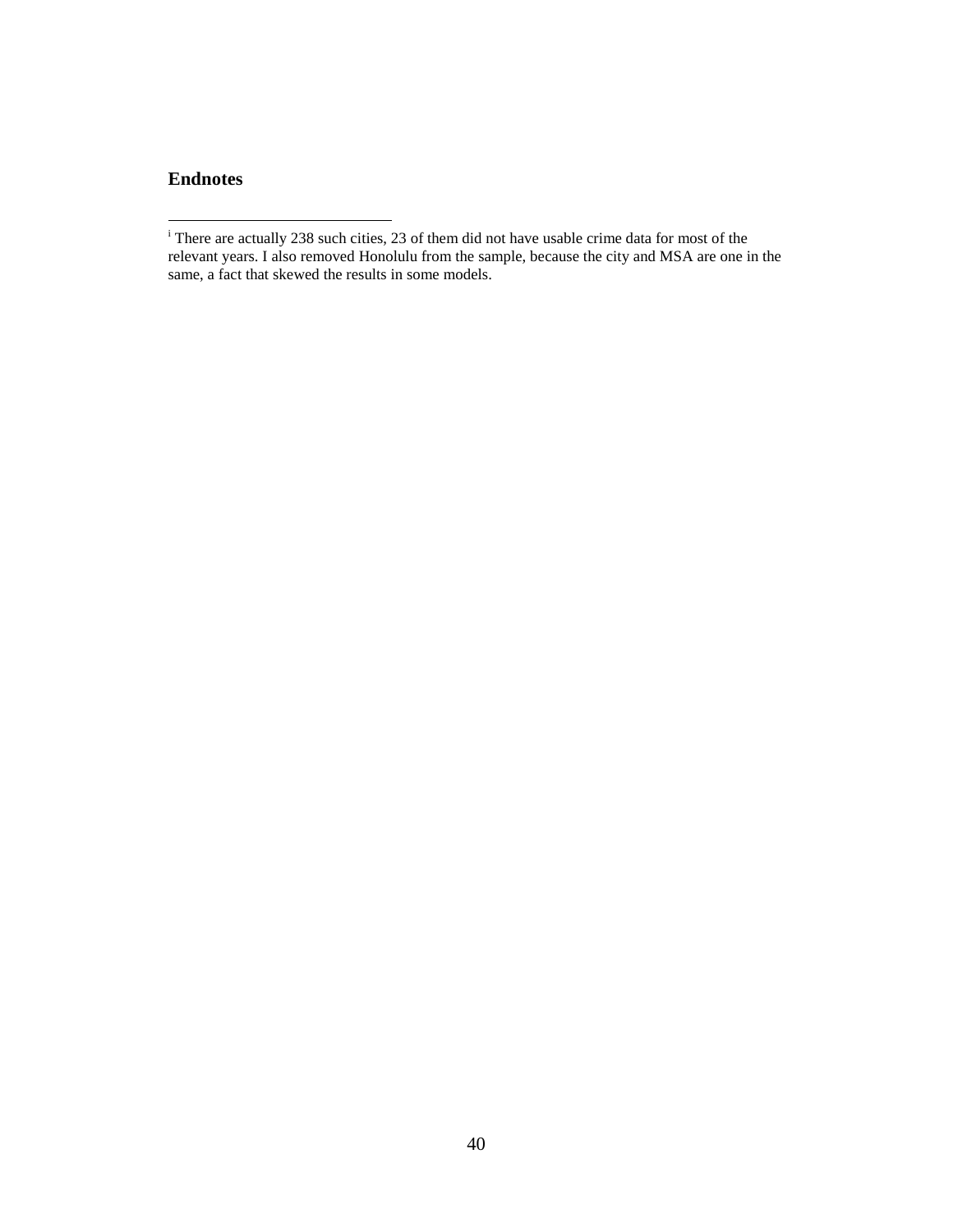## Endnotes

---

[i] There are actually 238 such cities, 23 of them did not have usable crime data for most of the relevant years. I also removed Honolulu from the sample, because the city and MSA are one in the same, a fact that skewed the results in some models.